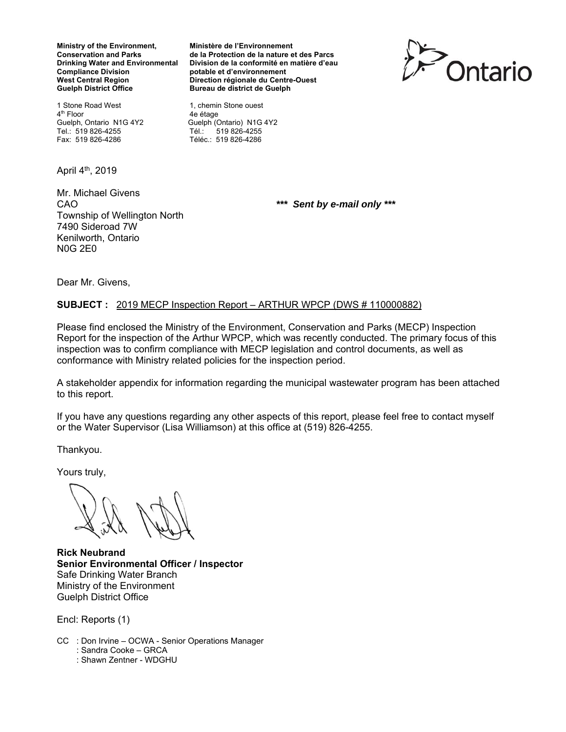**Ministry of the Environment, Conservation and Parks**
**Drinking Water and Environmental Compliance Division**
**West Central Region**
**Guelph District Office**

1 Stone Road West
4th Floor
Guelph, Ontario N1G 4Y2
Tel.: 519 826-4255
Fax: 519 826-4286

**Ministère de l'Environnement de la Protection de la nature et des Parcs**
**Division de la conformité en matière d'eau potable et d'environnement**
**Direction régionale du Centre-Ouest**
**Bureau de district de Guelph**

1, chemin Stone ouest
4e étage
Guelph (Ontario) N1G 4Y2
Tél.: 519 826-4255
Téléc.: 519 826-4286

Ontario

April 4th, 2019

Mr. Michael Givens
CAO
Township of Wellington North
7490 Sideroad 7W
Kenilworth, Ontario
N0G 2E0

***\*\*\* Sent by e-mail only \*\*\****

Dear Mr. Givens,

**SUBJECT :** 2019 MECP Inspection Report – ARTHUR WPCP (DWS # 110000882)

Please find enclosed the Ministry of the Environment, Conservation and Parks (MECP) Inspection Report for the inspection of the Arthur WPCP, which was recently conducted. The primary focus of this inspection was to confirm compliance with MECP legislation and control documents, as well as conformance with Ministry related policies for the inspection period.

A stakeholder appendix for information regarding the municipal wastewater program has been attached to this report.

If you have any questions regarding any other aspects of this report, please feel free to contact myself or the Water Supervisor (Lisa Williamson) at this office at (519) 826-4255.

Thankyou.

Yours truly,

**Rick Neubrand**
**Senior Environmental Officer / Inspector**
Safe Drinking Water Branch
Ministry of the Environment
Guelph District Office

Encl: Reports (1)

CC : Don Irvine – OCWA - Senior Operations Manager
: Sandra Cooke – GRCA
: Shawn Zentner - WDGHU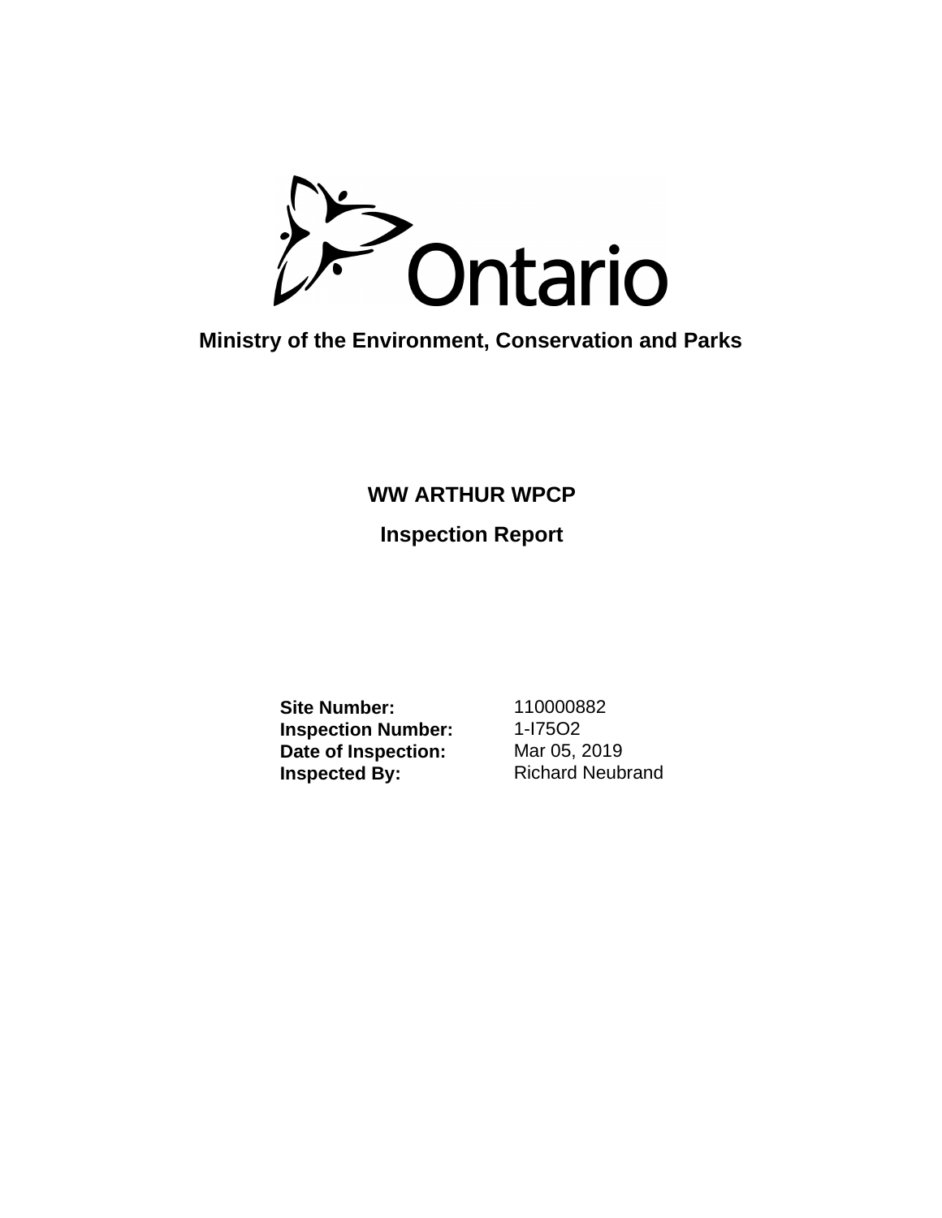Ontario

**Ministry of the Environment, Conservation and Parks**

# WW ARTHUR WPCP

## Inspection Report

**Site Number:** 110000882
**Inspection Number:** 1-I75O2
**Date of Inspection:** Mar 05, 2019
**Inspected By:** Richard Neubrand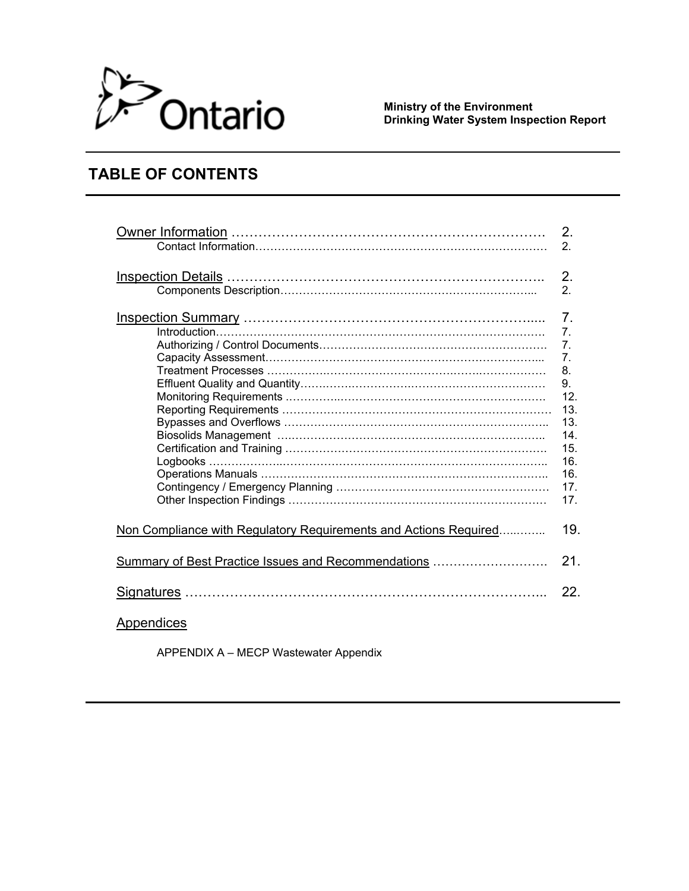**Ministry of the Environment**
**Drinking Water System Inspection Report**

# TABLE OF CONTENTS

| | |
|---|---|
| Owner Information | 2. |
| Contact Information | 2. |
| Inspection Details | 2. |
| Components Description | 2. |
| Inspection Summary | 7. |
| Introduction | 7. |
| Authorizing / Control Documents | 7. |
| Capacity Assessment | 7. |
| Treatment Processes | 8. |
| Effluent Quality and Quantity | 9. |
| Monitoring Requirements | 12. |
| Reporting Requirements | 13. |
| Bypasses and Overflows | 13. |
| Biosolids Management | 14. |
| Certification and Training | 15. |
| Logbooks | 16. |
| Operations Manuals | 16. |
| Contingency / Emergency Planning | 17. |
| Other Inspection Findings | 17. |
| Non Compliance with Regulatory Requirements and Actions Required | 19. |
| Summary of Best Practice Issues and Recommendations | 21. |
| Signatures | 22. |

Appendices

APPENDIX A – MECP Wastewater Appendix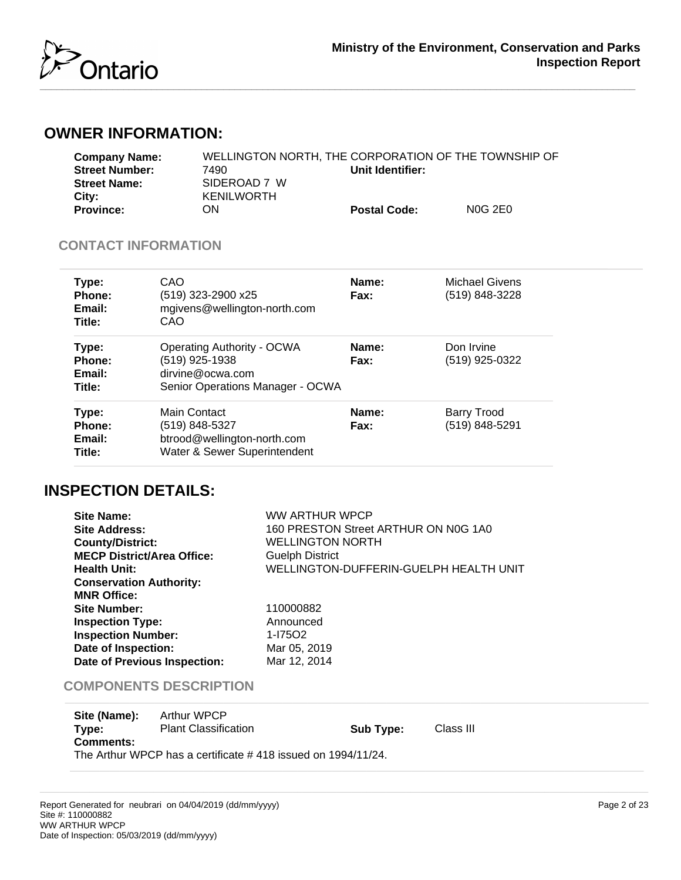## OWNER INFORMATION:

| | | | |
|---|---|---|---|
| **Company Name:** | WELLINGTON NORTH, THE CORPORATION OF THE TOWNSHIP OF | | |
| **Street Number:** | 7490 | **Unit Identifier:** | |
| **Street Name:** | SIDEROAD 7 W | | |
| **City:** | KENILWORTH | | |
| **Province:** | ON | **Postal Code:** | N0G 2E0 |

### CONTACT INFORMATION

| | | | |
|---|---|---|---|
| **Type:** | CAO | **Name:** | Michael Givens |
| **Phone:** | (519) 323-2900 x25 | **Fax:** | (519) 848-3228 |
| **Email:** | mgivens@wellington-north.com | | |
| **Title:** | CAO | | |

| | | | |
|---|---|---|---|
| **Type:** | Operating Authority - OCWA | **Name:** | Don Irvine |
| **Phone:** | (519) 925-1938 | **Fax:** | (519) 925-0322 |
| **Email:** | dirvine@ocwa.com | | |
| **Title:** | Senior Operations Manager - OCWA | | |

| | | | |
|---|---|---|---|
| **Type:** | Main Contact | **Name:** | Barry Trood |
| **Phone:** | (519) 848-5327 | **Fax:** | (519) 848-5291 |
| **Email:** | btrood@wellington-north.com | | |
| **Title:** | Water & Sewer Superintendent | | |

## INSPECTION DETAILS:

| | |
|---|---|
| **Site Name:** | WW ARTHUR WPCP |
| **Site Address:** | 160 PRESTON Street ARTHUR ON N0G 1A0 |
| **County/District:** | WELLINGTON NORTH |
| **MECP District/Area Office:** | Guelph District |
| **Health Unit:** | WELLINGTON-DUFFERIN-GUELPH HEALTH UNIT |
| **Conservation Authority:** | |
| **MNR Office:** | |
| **Site Number:** | 110000882 |
| **Inspection Type:** | Announced |
| **Inspection Number:** | 1-I75O2 |
| **Date of Inspection:** | Mar 05, 2019 |
| **Date of Previous Inspection:** | Mar 12, 2014 |

### COMPONENTS DESCRIPTION

| | | | |
|---|---|---|---|
| **Site (Name):** | Arthur WPCP | | |
| **Type:** | Plant Classification | **Sub Type:** | Class III |

**Comments:**
The Arthur WPCP has a certificate # 418 issued on 1994/11/24.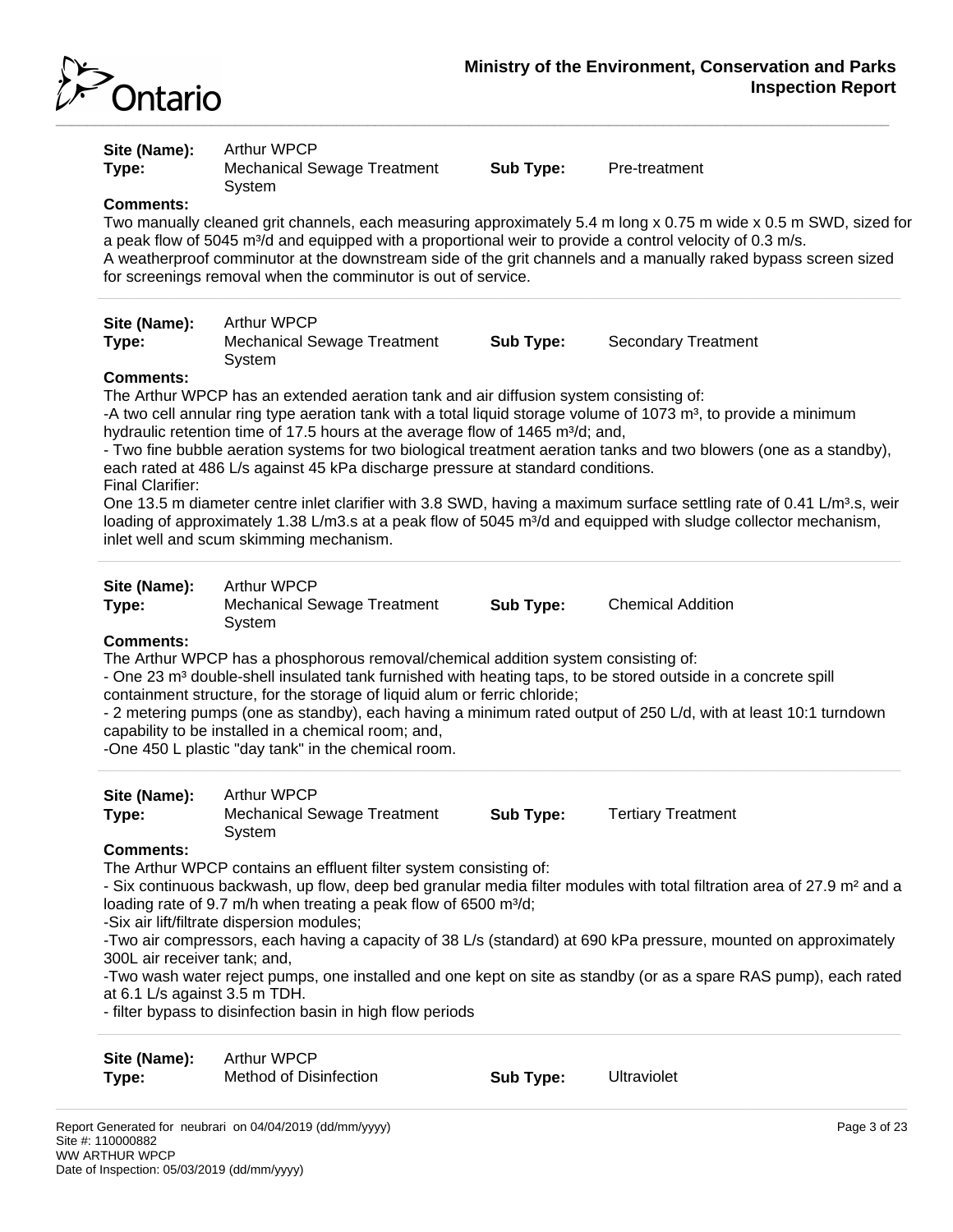**Site (Name):** Arthur WPCP
**Type:** Mechanical Sewage Treatment System **Sub Type:** Pre-treatment

**Comments:**
Two manually cleaned grit channels, each measuring approximately 5.4 m long x 0.75 m wide x 0.5 m SWD, sized for a peak flow of 5045 $m^3/d$ and equipped with a proportional weir to provide a control velocity of 0.3 m/s.
A weatherproof comminutor at the downstream side of the grit channels and a manually raked bypass screen sized for screenings removal when the comminutor is out of service.

---

**Site (Name):** Arthur WPCP
**Type:** Mechanical Sewage Treatment System **Sub Type:** Secondary Treatment

**Comments:**
The Arthur WPCP has an extended aeration tank and air diffusion system consisting of:
-A two cell annular ring type aeration tank with a total liquid storage volume of 1073 $m^3$, to provide a minimum hydraulic retention time of 17.5 hours at the average flow of 1465 $m^3/d$; and,
- Two fine bubble aeration systems for two biological treatment aeration tanks and two blowers (one as a standby), each rated at 486 L/s against 45 kPa discharge pressure at standard conditions.
Final Clarifier:
One 13.5 m diameter centre inlet clarifier with 3.8 SWD, having a maximum surface settling rate of 0.41 $L/m^3.s$, weir loading of approximately 1.38 L/m3.s at a peak flow of 5045 $m^3/d$ and equipped with sludge collector mechanism, inlet well and scum skimming mechanism.

---

**Site (Name):** Arthur WPCP
**Type:** Mechanical Sewage Treatment System **Sub Type:** Chemical Addition

**Comments:**
The Arthur WPCP has a phosphorous removal/chemical addition system consisting of:
- One 23 $m^3$ double-shell insulated tank furnished with heating taps, to be stored outside in a concrete spill containment structure, for the storage of liquid alum or ferric chloride;
- 2 metering pumps (one as standby), each having a minimum rated output of 250 L/d, with at least 10:1 turndown capability to be installed in a chemical room; and,
-One 450 L plastic "day tank" in the chemical room.

---

**Site (Name):** Arthur WPCP
**Type:** Mechanical Sewage Treatment System **Sub Type:** Tertiary Treatment

**Comments:**
The Arthur WPCP contains an effluent filter system consisting of:
- Six continuous backwash, up flow, deep bed granular media filter modules with total filtration area of 27.9 $m^2$ and a loading rate of 9.7 m/h when treating a peak flow of 6500 $m^3/d$;
-Six air lift/filtrate dispersion modules;
-Two air compressors, each having a capacity of 38 L/s (standard) at 690 kPa pressure, mounted on approximately 300L air receiver tank; and,
-Two wash water reject pumps, one installed and one kept on site as standby (or as a spare RAS pump), each rated at 6.1 L/s against 3.5 m TDH.
- filter bypass to disinfection basin in high flow periods

---

**Site (Name):** Arthur WPCP
**Type:** Method of Disinfection **Sub Type:** Ultraviolet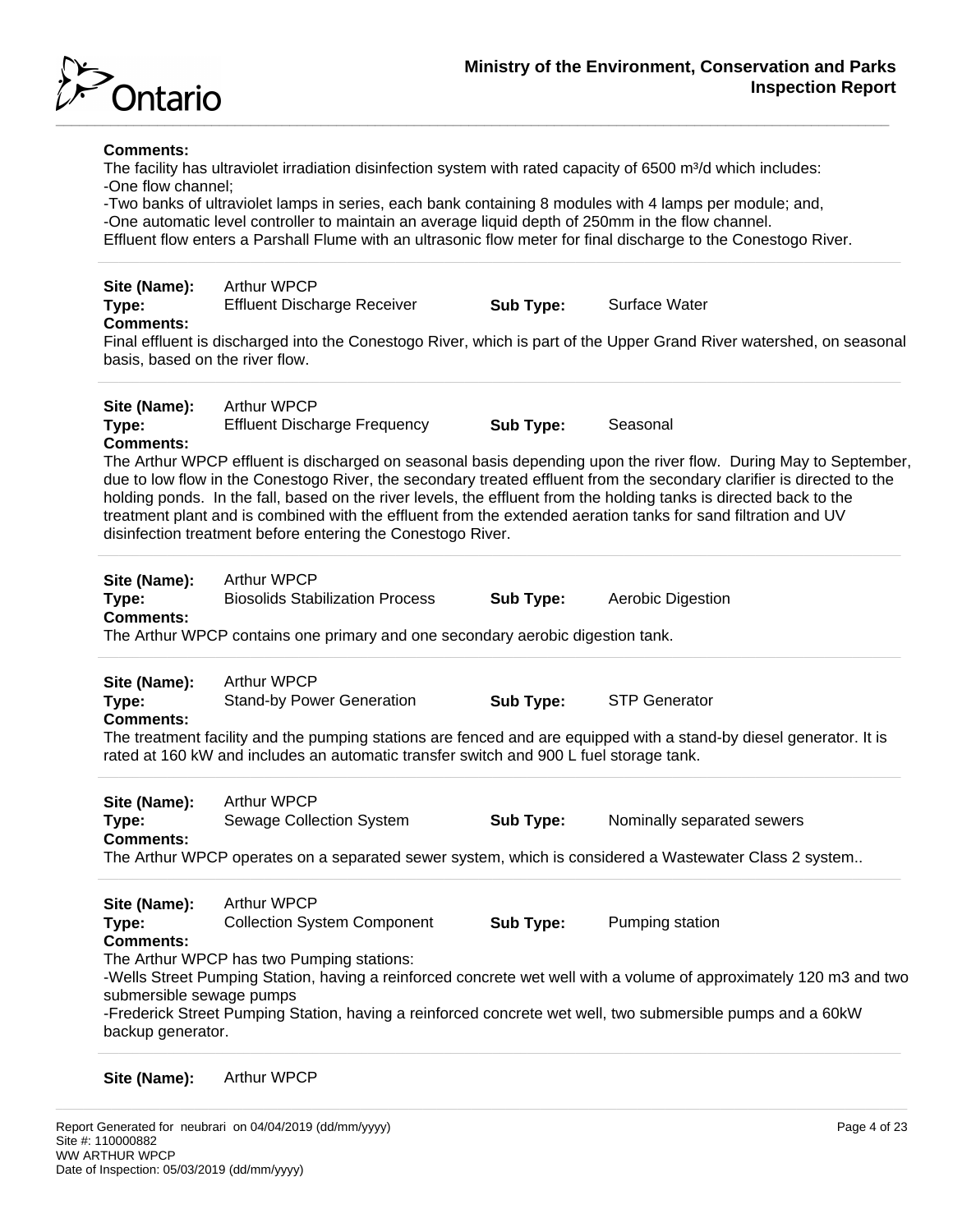**Comments:**
The facility has ultraviolet irradiation disinfection system with rated capacity of 6500 m³/d which includes:
-One flow channel;
-Two banks of ultraviolet lamps in series, each bank containing 8 modules with 4 lamps per module; and,
-One automatic level controller to maintain an average liquid depth of 250mm in the flow channel.
Effluent flow enters a Parshall Flume with an ultrasonic flow meter for final discharge to the Conestogo River.

---

**Site (Name):** Arthur WPCP
**Type:** Effluent Discharge Receiver **Sub Type:** Surface Water
**Comments:**
Final effluent is discharged into the Conestogo River, which is part of the Upper Grand River watershed, on seasonal basis, based on the river flow.

---

**Site (Name):** Arthur WPCP
**Type:** Effluent Discharge Frequency **Sub Type:** Seasonal
**Comments:**
The Arthur WPCP effluent is discharged on seasonal basis depending upon the river flow. During May to September, due to low flow in the Conestogo River, the secondary treated effluent from the secondary clarifier is directed to the holding ponds. In the fall, based on the river levels, the effluent from the holding tanks is directed back to the treatment plant and is combined with the effluent from the extended aeration tanks for sand filtration and UV disinfection treatment before entering the Conestogo River.

---

**Site (Name):** Arthur WPCP
**Type:** Biosolids Stabilization Process **Sub Type:** Aerobic Digestion
**Comments:**
The Arthur WPCP contains one primary and one secondary aerobic digestion tank.

---

**Site (Name):** Arthur WPCP
**Type:** Stand-by Power Generation **Sub Type:** STP Generator
**Comments:**
The treatment facility and the pumping stations are fenced and are equipped with a stand-by diesel generator. It is rated at 160 kW and includes an automatic transfer switch and 900 L fuel storage tank.

---

**Site (Name):** Arthur WPCP
**Type:** Sewage Collection System **Sub Type:** Nominally separated sewers
**Comments:**
The Arthur WPCP operates on a separated sewer system, which is considered a Wastewater Class 2 system..

---

**Site (Name):** Arthur WPCP
**Type:** Collection System Component **Sub Type:** Pumping station
**Comments:**
The Arthur WPCP has two Pumping stations:
-Wells Street Pumping Station, having a reinforced concrete wet well with a volume of approximately 120 m3 and two submersible sewage pumps
-Frederick Street Pumping Station, having a reinforced concrete wet well, two submersible pumps and a 60kW backup generator.

---

**Site (Name):** Arthur WPCP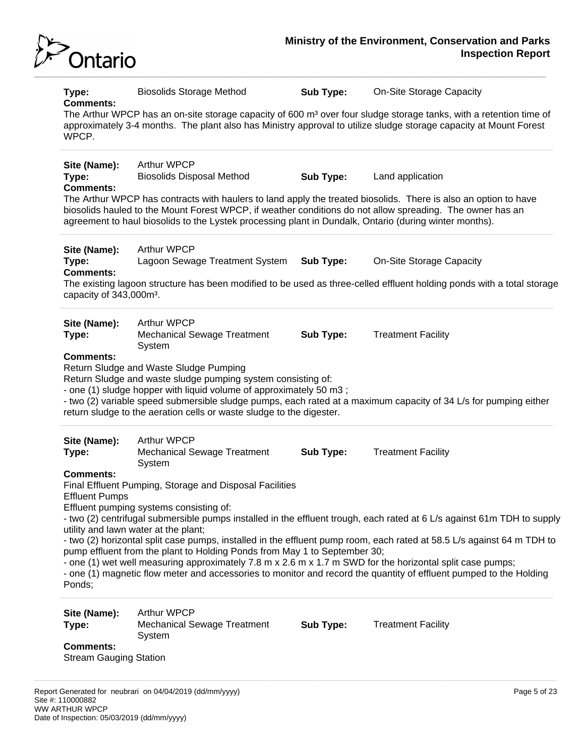**Type:** Biosolids Storage Method **Sub Type:** On-Site Storage Capacity

**Comments:**

The Arthur WPCP has an on-site storage capacity of 600 $m^3$ over four sludge storage tanks, with a retention time of approximately 3-4 months. The plant also has Ministry approval to utilize sludge storage capacity at Mount Forest WPCP.

---

**Site (Name):** Arthur WPCP

**Type:** Biosolids Disposal Method **Sub Type:** Land application

**Comments:**

The Arthur WPCP has contracts with haulers to land apply the treated biosolids. There is also an option to have biosolids hauled to the Mount Forest WPCP, if weather conditions do not allow spreading. The owner has an agreement to haul biosolids to the Lystek processing plant in Dundalk, Ontario (during winter months).

---

**Site (Name):** Arthur WPCP

**Type:** Lagoon Sewage Treatment System **Sub Type:** On-Site Storage Capacity

**Comments:**

The existing lagoon structure has been modified to be used as three-celled effluent holding ponds with a total storage capacity of 343,000$m^3$.

---

**Site (Name):** Arthur WPCP

**Type:** Mechanical Sewage Treatment System **Sub Type:** Treatment Facility

**Comments:**

Return Sludge and Waste Sludge Pumping

Return Sludge and waste sludge pumping system consisting of:

- one (1) sludge hopper with liquid volume of approximately 50 m3 ;
- two (2) variable speed submersible sludge pumps, each rated at a maximum capacity of 34 L/s for pumping either return sludge to the aeration cells or waste sludge to the digester.

---

**Site (Name):** Arthur WPCP

**Type:** Mechanical Sewage Treatment System **Sub Type:** Treatment Facility

**Comments:**

Final Effluent Pumping, Storage and Disposal Facilities

Effluent Pumps

Effluent pumping systems consisting of:

- two (2) centrifugal submersible pumps installed in the effluent trough, each rated at 6 L/s against 61m TDH to supply utility and lawn water at the plant;
- two (2) horizontal split case pumps, installed in the effluent pump room, each rated at 58.5 L/s against 64 m TDH to pump effluent from the plant to Holding Ponds from May 1 to September 30;
- one (1) wet well measuring approximately 7.8 m x 2.6 m x 1.7 m SWD for the horizontal split case pumps;
- one (1) magnetic flow meter and accessories to monitor and record the quantity of effluent pumped to the Holding Ponds;

---

**Site (Name):** Arthur WPCP

**Type:** Mechanical Sewage Treatment System **Sub Type:** Treatment Facility

**Comments:**

Stream Gauging Station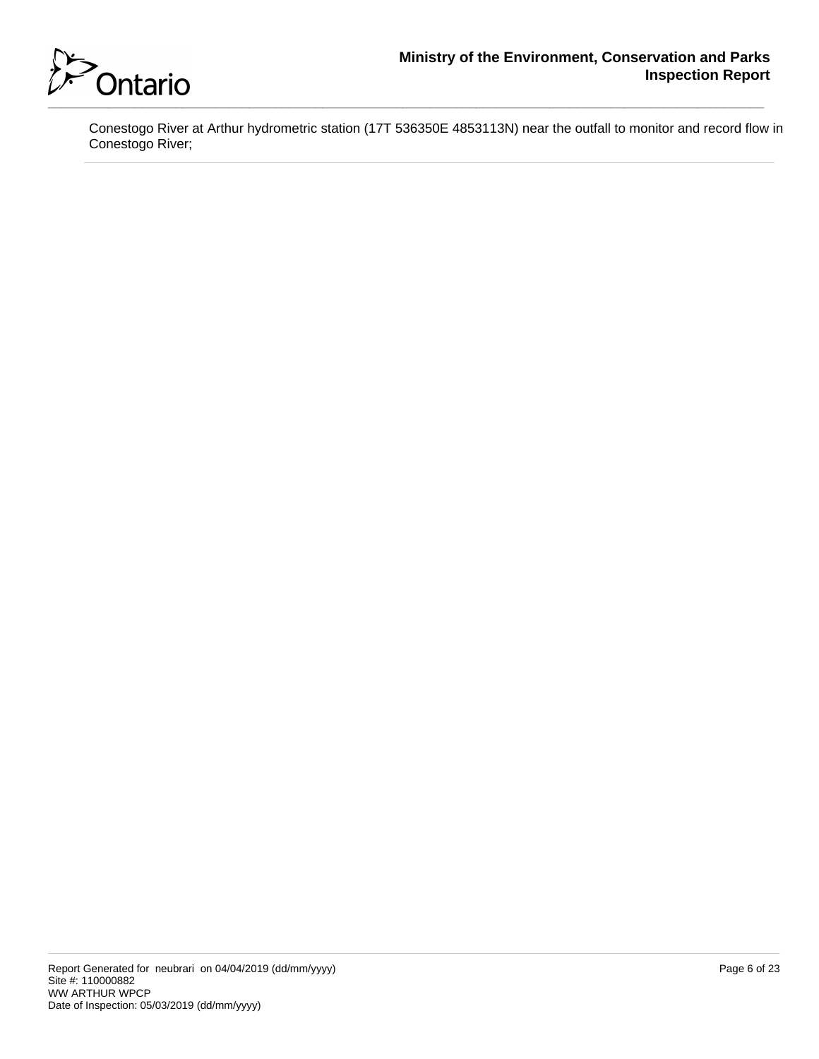Conestogo River at Arthur hydrometric station (17T 536350E 4853113N) near the outfall to monitor and record flow in Conestogo River;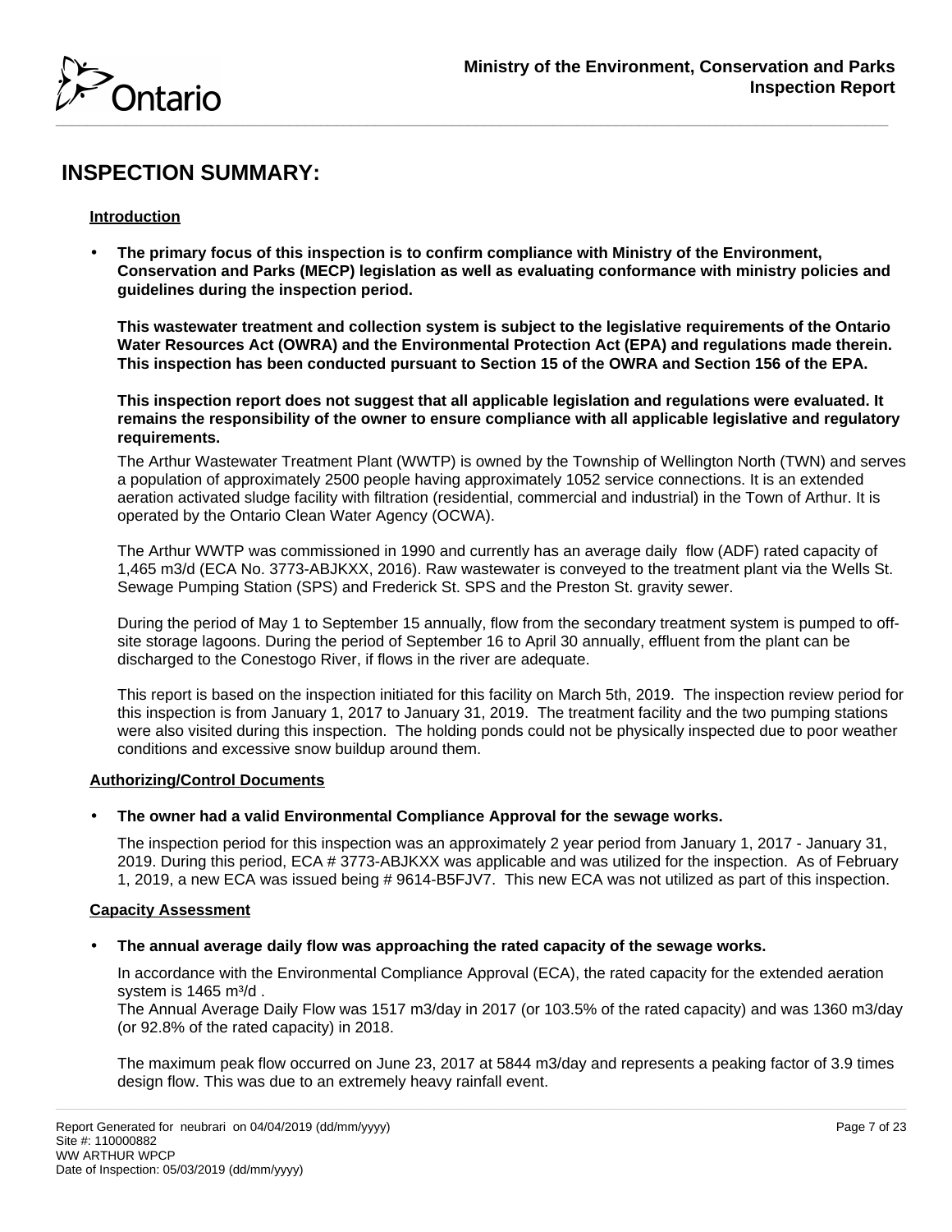# INSPECTION SUMMARY:

### Introduction

- **The primary focus of this inspection is to confirm compliance with Ministry of the Environment, Conservation and Parks (MECP) legislation as well as evaluating conformance with ministry policies and guidelines during the inspection period.**

  **This wastewater treatment and collection system is subject to the legislative requirements of the Ontario Water Resources Act (OWRA) and the Environmental Protection Act (EPA) and regulations made therein. This inspection has been conducted pursuant to Section 15 of the OWRA and Section 156 of the EPA.**

  **This inspection report does not suggest that all applicable legislation and regulations were evaluated. It remains the responsibility of the owner to ensure compliance with all applicable legislative and regulatory requirements.**

  The Arthur Wastewater Treatment Plant (WWTP) is owned by the Township of Wellington North (TWN) and serves a population of approximately 2500 people having approximately 1052 service connections. It is an extended aeration activated sludge facility with filtration (residential, commercial and industrial) in the Town of Arthur. It is operated by the Ontario Clean Water Agency (OCWA).

  The Arthur WWTP was commissioned in 1990 and currently has an average daily flow (ADF) rated capacity of 1,465 m3/d (ECA No. 3773-ABJKXX, 2016). Raw wastewater is conveyed to the treatment plant via the Wells St. Sewage Pumping Station (SPS) and Frederick St. SPS and the Preston St. gravity sewer.

  During the period of May 1 to September 15 annually, flow from the secondary treatment system is pumped to off-site storage lagoons. During the period of September 16 to April 30 annually, effluent from the plant can be discharged to the Conestogo River, if flows in the river are adequate.

  This report is based on the inspection initiated for this facility on March 5th, 2019. The inspection review period for this inspection is from January 1, 2017 to January 31, 2019. The treatment facility and the two pumping stations were also visited during this inspection. The holding ponds could not be physically inspected due to poor weather conditions and excessive snow buildup around them.

### Authorizing/Control Documents

- **The owner had a valid Environmental Compliance Approval for the sewage works.**

  The inspection period for this inspection was an approximately 2 year period from January 1, 2017 - January 31, 2019. During this period, ECA # 3773-ABJKXX was applicable and was utilized for the inspection. As of February 1, 2019, a new ECA was issued being # 9614-B5FJV7. This new ECA was not utilized as part of this inspection.

### Capacity Assessment

- **The annual average daily flow was approaching the rated capacity of the sewage works.**

  In accordance with the Environmental Compliance Approval (ECA), the rated capacity for the extended aeration system is 1465 $m^3/d$ .
  The Annual Average Daily Flow was 1517 m3/day in 2017 (or 103.5% of the rated capacity) and was 1360 m3/day (or 92.8% of the rated capacity) in 2018.

  The maximum peak flow occurred on June 23, 2017 at 5844 m3/day and represents a peaking factor of 3.9 times design flow. This was due to an extremely heavy rainfall event.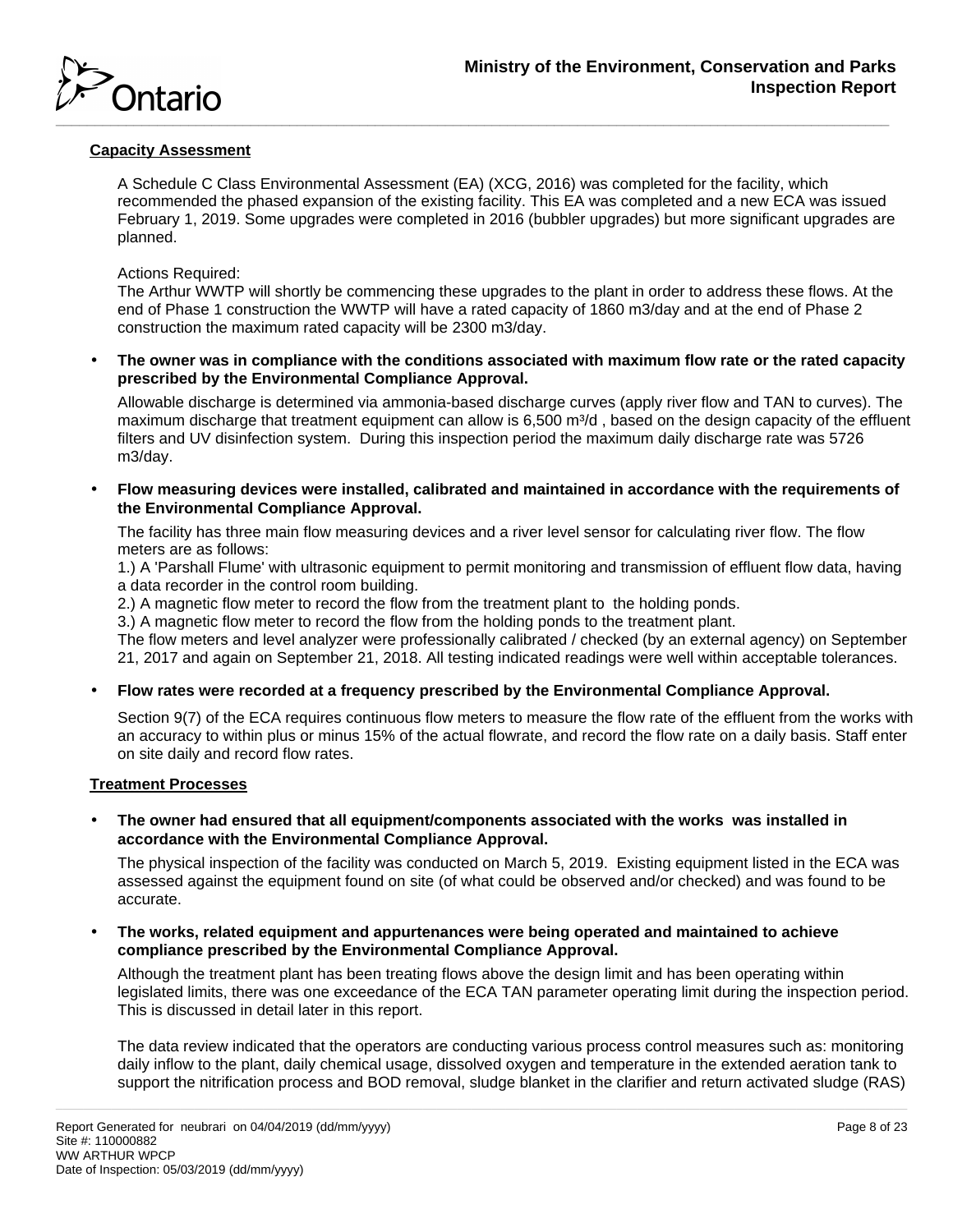## Capacity Assessment

A Schedule C Class Environmental Assessment (EA) (XCG, 2016) was completed for the facility, which recommended the phased expansion of the existing facility. This EA was completed and a new ECA was issued February 1, 2019. Some upgrades were completed in 2016 (bubbler upgrades) but more significant upgrades are planned.

Actions Required:
The Arthur WWTP will shortly be commencing these upgrades to the plant in order to address these flows. At the end of Phase 1 construction the WWTP will have a rated capacity of 1860 m3/day and at the end of Phase 2 construction the maximum rated capacity will be 2300 m3/day.

- **The owner was in compliance with the conditions associated with maximum flow rate or the rated capacity prescribed by the Environmental Compliance Approval.**

  Allowable discharge is determined via ammonia-based discharge curves (apply river flow and TAN to curves). The maximum discharge that treatment equipment can allow is 6,500 $m^3/d$ , based on the design capacity of the effluent filters and UV disinfection system. During this inspection period the maximum daily discharge rate was 5726 m3/day.

- **Flow measuring devices were installed, calibrated and maintained in accordance with the requirements of the Environmental Compliance Approval.**

  The facility has three main flow measuring devices and a river level sensor for calculating river flow. The flow meters are as follows:
  1.) A 'Parshall Flume' with ultrasonic equipment to permit monitoring and transmission of effluent flow data, having a data recorder in the control room building.
  2.) A magnetic flow meter to record the flow from the treatment plant to the holding ponds.
  3.) A magnetic flow meter to record the flow from the holding ponds to the treatment plant.
  The flow meters and level analyzer were professionally calibrated / checked (by an external agency) on September 21, 2017 and again on September 21, 2018. All testing indicated readings were well within acceptable tolerances.

- **Flow rates were recorded at a frequency prescribed by the Environmental Compliance Approval.**

  Section 9(7) of the ECA requires continuous flow meters to measure the flow rate of the effluent from the works with an accuracy to within plus or minus 15% of the actual flowrate, and record the flow rate on a daily basis. Staff enter on site daily and record flow rates.

## Treatment Processes

- **The owner had ensured that all equipment/components associated with the works was installed in accordance with the Environmental Compliance Approval.**

  The physical inspection of the facility was conducted on March 5, 2019. Existing equipment listed in the ECA was assessed against the equipment found on site (of what could be observed and/or checked) and was found to be accurate.

- **The works, related equipment and appurtenances were being operated and maintained to achieve compliance prescribed by the Environmental Compliance Approval.**

  Although the treatment plant has been treating flows above the design limit and has been operating within legislated limits, there was one exceedance of the ECA TAN parameter operating limit during the inspection period. This is discussed in detail later in this report.

  The data review indicated that the operators are conducting various process control measures such as: monitoring daily inflow to the plant, daily chemical usage, dissolved oxygen and temperature in the extended aeration tank to support the nitrification process and BOD removal, sludge blanket in the clarifier and return activated sludge (RAS)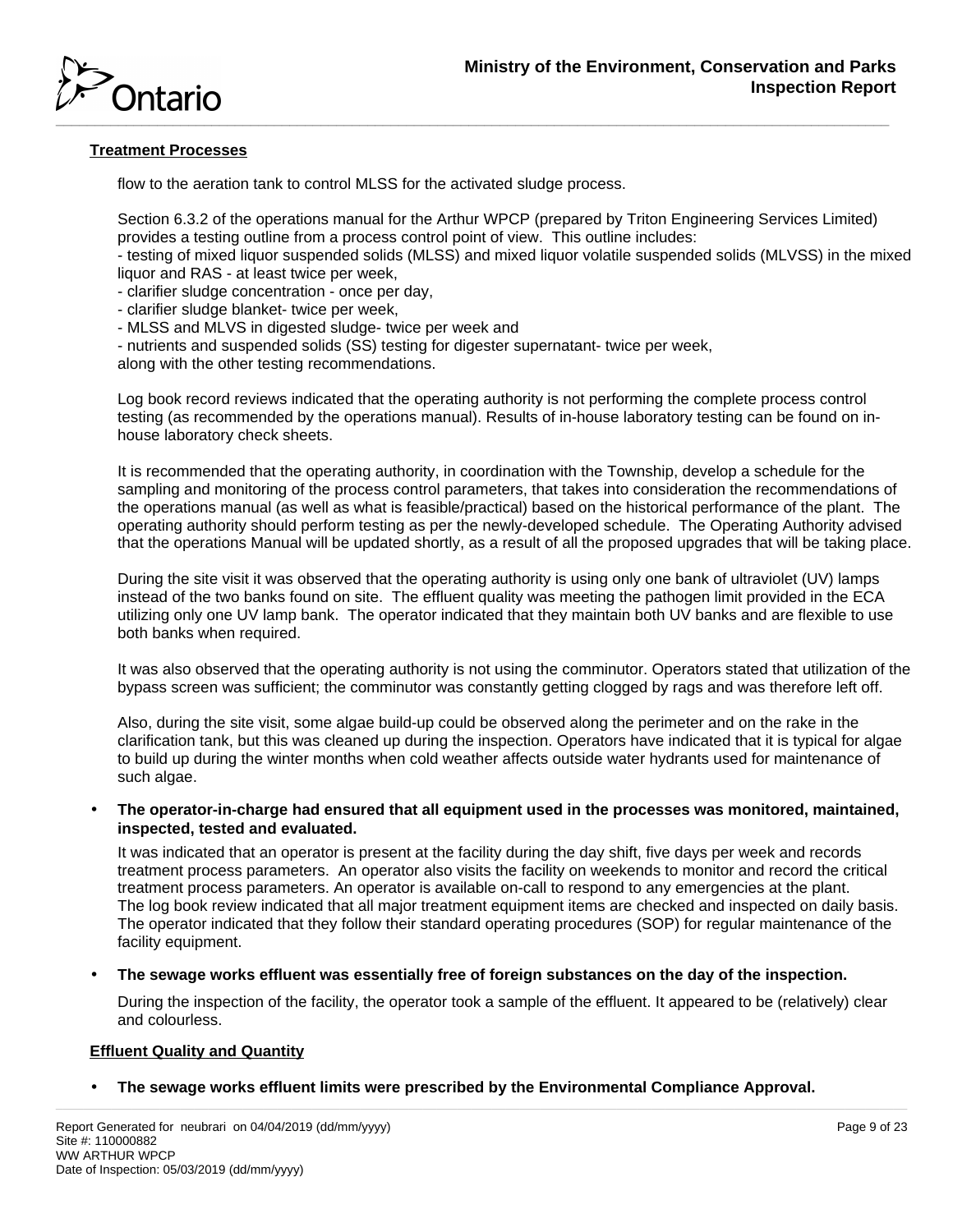**Treatment Processes**

flow to the aeration tank to control MLSS for the activated sludge process.

Section 6.3.2 of the operations manual for the Arthur WPCP (prepared by Triton Engineering Services Limited) provides a testing outline from a process control point of view. This outline includes:
- testing of mixed liquor suspended solids (MLSS) and mixed liquor volatile suspended solids (MLVSS) in the mixed liquor and RAS - at least twice per week,
- clarifier sludge concentration - once per day,
- clarifier sludge blanket- twice per week,
- MLSS and MLVS in digested sludge- twice per week and
- nutrients and suspended solids (SS) testing for digester supernatant- twice per week,

along with the other testing recommendations.

Log book record reviews indicated that the operating authority is not performing the complete process control testing (as recommended by the operations manual). Results of in-house laboratory testing can be found on in-house laboratory check sheets.

It is recommended that the operating authority, in coordination with the Township, develop a schedule for the sampling and monitoring of the process control parameters, that takes into consideration the recommendations of the operations manual (as well as what is feasible/practical) based on the historical performance of the plant. The operating authority should perform testing as per the newly-developed schedule. The Operating Authority advised that the operations Manual will be updated shortly, as a result of all the proposed upgrades that will be taking place.

During the site visit it was observed that the operating authority is using only one bank of ultraviolet (UV) lamps instead of the two banks found on site. The effluent quality was meeting the pathogen limit provided in the ECA utilizing only one UV lamp bank. The operator indicated that they maintain both UV banks and are flexible to use both banks when required.

It was also observed that the operating authority is not using the comminutor. Operators stated that utilization of the bypass screen was sufficient; the comminutor was constantly getting clogged by rags and was therefore left off.

Also, during the site visit, some algae build-up could be observed along the perimeter and on the rake in the clarification tank, but this was cleaned up during the inspection. Operators have indicated that it is typical for algae to build up during the winter months when cold weather affects outside water hydrants used for maintenance of such algae.

- **The operator-in-charge had ensured that all equipment used in the processes was monitored, maintained, inspected, tested and evaluated.**

  It was indicated that an operator is present at the facility during the day shift, five days per week and records treatment process parameters. An operator also visits the facility on weekends to monitor and record the critical treatment process parameters. An operator is available on-call to respond to any emergencies at the plant. The log book review indicated that all major treatment equipment items are checked and inspected on daily basis. The operator indicated that they follow their standard operating procedures (SOP) for regular maintenance of the facility equipment.

- **The sewage works effluent was essentially free of foreign substances on the day of the inspection.**

  During the inspection of the facility, the operator took a sample of the effluent. It appeared to be (relatively) clear and colourless.

**Effluent Quality and Quantity**

- **The sewage works effluent limits were prescribed by the Environmental Compliance Approval.**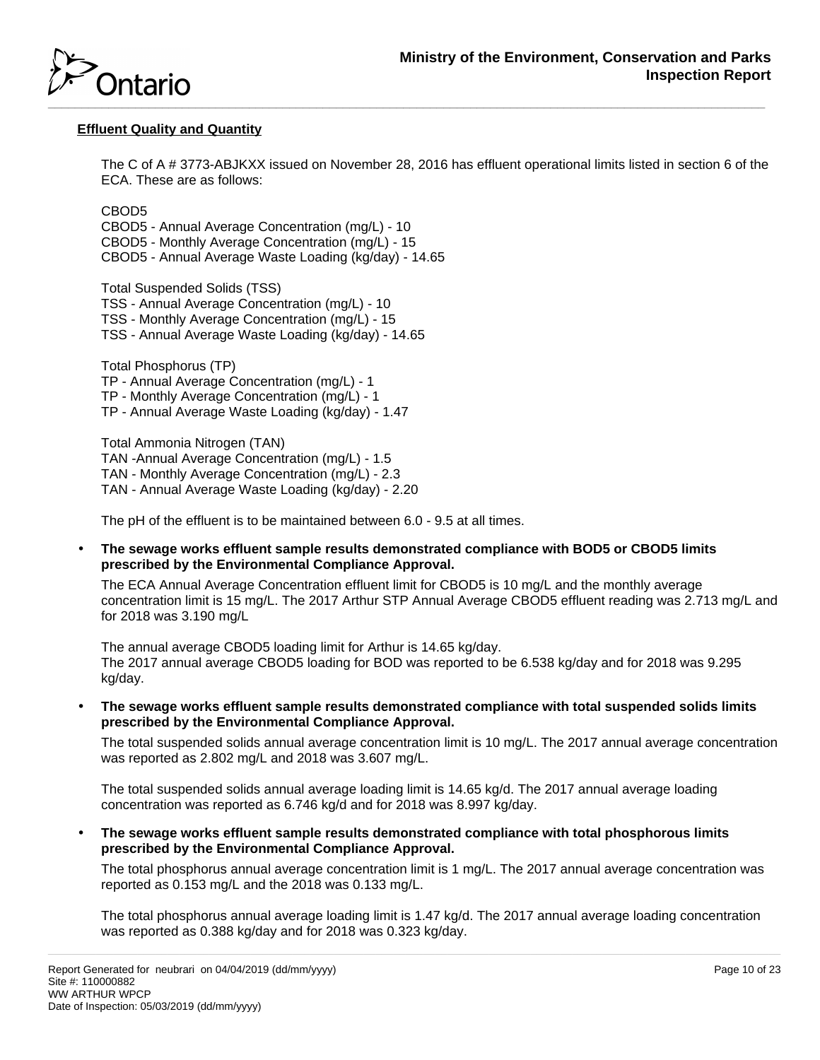**Effluent Quality and Quantity**

The C of A # 3773-ABJKXX issued on November 28, 2016 has effluent operational limits listed in section 6 of the ECA. These are as follows:

CBOD5
CBOD5 - Annual Average Concentration (mg/L) - 10
CBOD5 - Monthly Average Concentration (mg/L) - 15
CBOD5 - Annual Average Waste Loading (kg/day) - 14.65

Total Suspended Solids (TSS)
TSS - Annual Average Concentration (mg/L) - 10
TSS - Monthly Average Concentration (mg/L) - 15
TSS - Annual Average Waste Loading (kg/day) - 14.65

Total Phosphorus (TP)
TP - Annual Average Concentration (mg/L) - 1
TP - Monthly Average Concentration (mg/L) - 1
TP - Annual Average Waste Loading (kg/day) - 1.47

Total Ammonia Nitrogen (TAN)
TAN -Annual Average Concentration (mg/L) - 1.5
TAN - Monthly Average Concentration (mg/L) - 2.3
TAN - Annual Average Waste Loading (kg/day) - 2.20

The pH of the effluent is to be maintained between 6.0 - 9.5 at all times.

- **The sewage works effluent sample results demonstrated compliance with BOD5 or CBOD5 limits prescribed by the Environmental Compliance Approval.**

  The ECA Annual Average Concentration effluent limit for CBOD5 is 10 mg/L and the monthly average concentration limit is 15 mg/L. The 2017 Arthur STP Annual Average CBOD5 effluent reading was 2.713 mg/L and for 2018 was 3.190 mg/L

  The annual average CBOD5 loading limit for Arthur is 14.65 kg/day.
  The 2017 annual average CBOD5 loading for BOD was reported to be 6.538 kg/day and for 2018 was 9.295 kg/day.

- **The sewage works effluent sample results demonstrated compliance with total suspended solids limits prescribed by the Environmental Compliance Approval.**

  The total suspended solids annual average concentration limit is 10 mg/L. The 2017 annual average concentration was reported as 2.802 mg/L and 2018 was 3.607 mg/L.

  The total suspended solids annual average loading limit is 14.65 kg/d. The 2017 annual average loading concentration was reported as 6.746 kg/d and for 2018 was 8.997 kg/day.

- **The sewage works effluent sample results demonstrated compliance with total phosphorous limits prescribed by the Environmental Compliance Approval.**

  The total phosphorus annual average concentration limit is 1 mg/L. The 2017 annual average concentration was reported as 0.153 mg/L and the 2018 was 0.133 mg/L.

  The total phosphorus annual average loading limit is 1.47 kg/d. The 2017 annual average loading concentration was reported as 0.388 kg/day and for 2018 was 0.323 kg/day.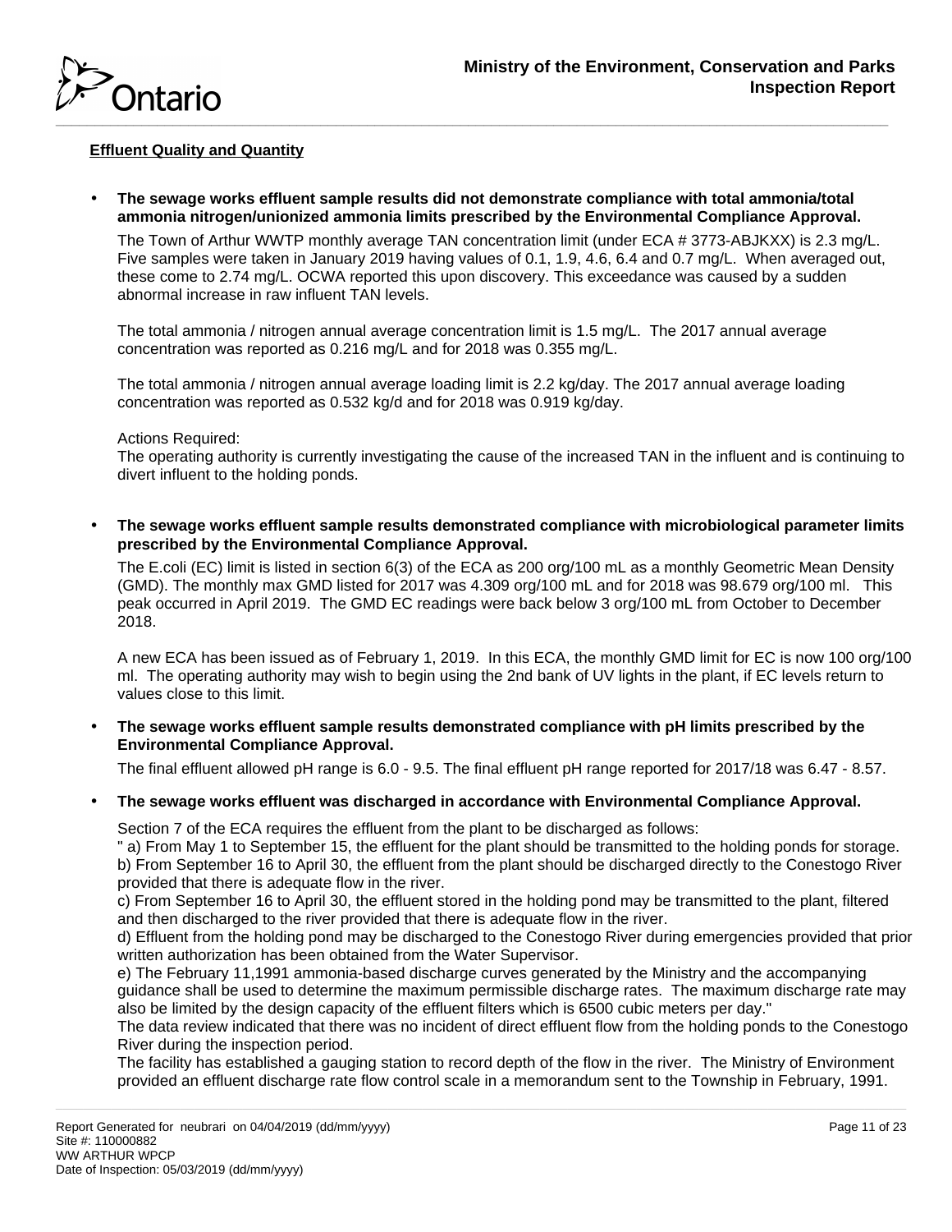**Effluent Quality and Quantity**

- **The sewage works effluent sample results did not demonstrate compliance with total ammonia/total ammonia nitrogen/unionized ammonia limits prescribed by the Environmental Compliance Approval.**

  The Town of Arthur WWTP monthly average TAN concentration limit (under ECA # 3773-ABJKXX) is 2.3 mg/L. Five samples were taken in January 2019 having values of 0.1, 1.9, 4.6, 6.4 and 0.7 mg/L. When averaged out, these come to 2.74 mg/L. OCWA reported this upon discovery. This exceedance was caused by a sudden abnormal increase in raw influent TAN levels.

  The total ammonia / nitrogen annual average concentration limit is 1.5 mg/L. The 2017 annual average concentration was reported as 0.216 mg/L and for 2018 was 0.355 mg/L.

  The total ammonia / nitrogen annual average loading limit is 2.2 kg/day. The 2017 annual average loading concentration was reported as 0.532 kg/d and for 2018 was 0.919 kg/day.

  Actions Required:
  The operating authority is currently investigating the cause of the increased TAN in the influent and is continuing to divert influent to the holding ponds.

- **The sewage works effluent sample results demonstrated compliance with microbiological parameter limits prescribed by the Environmental Compliance Approval.**

  The E.coli (EC) limit is listed in section 6(3) of the ECA as 200 org/100 mL as a monthly Geometric Mean Density (GMD). The monthly max GMD listed for 2017 was 4.309 org/100 mL and for 2018 was 98.679 org/100 ml. This peak occurred in April 2019. The GMD EC readings were back below 3 org/100 mL from October to December 2018.

  A new ECA has been issued as of February 1, 2019. In this ECA, the monthly GMD limit for EC is now 100 org/100 ml. The operating authority may wish to begin using the 2nd bank of UV lights in the plant, if EC levels return to values close to this limit.

- **The sewage works effluent sample results demonstrated compliance with pH limits prescribed by the Environmental Compliance Approval.**

  The final effluent allowed pH range is 6.0 - 9.5. The final effluent pH range reported for 2017/18 was 6.47 - 8.57.

- **The sewage works effluent was discharged in accordance with Environmental Compliance Approval.**

  Section 7 of the ECA requires the effluent from the plant to be discharged as follows:
  " a) From May 1 to September 15, the effluent for the plant should be transmitted to the holding ponds for storage.
  b) From September 16 to April 30, the effluent from the plant should be discharged directly to the Conestogo River provided that there is adequate flow in the river.
  c) From September 16 to April 30, the effluent stored in the holding pond may be transmitted to the plant, filtered and then discharged to the river provided that there is adequate flow in the river.
  d) Effluent from the holding pond may be discharged to the Conestogo River during emergencies provided that prior written authorization has been obtained from the Water Supervisor.
  e) The February 11,1991 ammonia-based discharge curves generated by the Ministry and the accompanying guidance shall be used to determine the maximum permissible discharge rates. The maximum discharge rate may also be limited by the design capacity of the effluent filters which is 6500 cubic meters per day."
  The data review indicated that there was no incident of direct effluent flow from the holding ponds to the Conestogo River during the inspection period.
  The facility has established a gauging station to record depth of the flow in the river. The Ministry of Environment provided an effluent discharge rate flow control scale in a memorandum sent to the Township in February, 1991.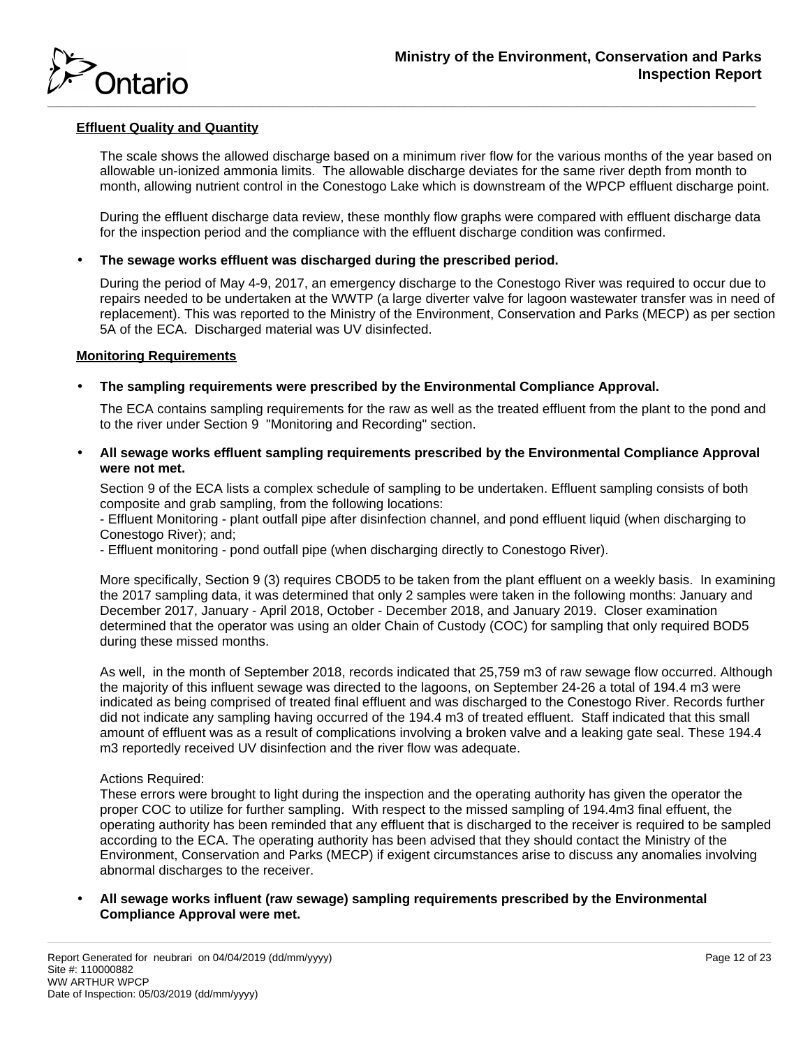**Effluent Quality and Quantity**

The scale shows the allowed discharge based on a minimum river flow for the various months of the year based on allowable un-ionized ammonia limits. The allowable discharge deviates for the same river depth from month to month, allowing nutrient control in the Conestogo Lake which is downstream of the WPCP effluent discharge point.

During the effluent discharge data review, these monthly flow graphs were compared with effluent discharge data for the inspection period and the compliance with the effluent discharge condition was confirmed.

- **The sewage works effluent was discharged during the prescribed period.**

  During the period of May 4-9, 2017, an emergency discharge to the Conestogo River was required to occur due to repairs needed to be undertaken at the WWTP (a large diverter valve for lagoon wastewater transfer was in need of replacement). This was reported to the Ministry of the Environment, Conservation and Parks (MECP) as per section 5A of the ECA. Discharged material was UV disinfected.

**Monitoring Requirements**

- **The sampling requirements were prescribed by the Environmental Compliance Approval.**

  The ECA contains sampling requirements for the raw as well as the treated effluent from the plant to the pond and to the river under Section 9 "Monitoring and Recording" section.

- **All sewage works effluent sampling requirements prescribed by the Environmental Compliance Approval were not met.**

  Section 9 of the ECA lists a complex schedule of sampling to be undertaken. Effluent sampling consists of both composite and grab sampling, from the following locations:
  - Effluent Monitoring - plant outfall pipe after disinfection channel, and pond effluent liquid (when discharging to Conestogo River); and;
  - Effluent monitoring - pond outfall pipe (when discharging directly to Conestogo River).

  More specifically, Section 9 (3) requires CBOD5 to be taken from the plant effluent on a weekly basis. In examining the 2017 sampling data, it was determined that only 2 samples were taken in the following months: January and December 2017, January - April 2018, October - December 2018, and January 2019. Closer examination determined that the operator was using an older Chain of Custody (COC) for sampling that only required BOD5 during these missed months.

  As well, in the month of September 2018, records indicated that 25,759 m3 of raw sewage flow occurred. Although the majority of this influent sewage was directed to the lagoons, on September 24-26 a total of 194.4 m3 were indicated as being comprised of treated final effluent and was discharged to the Conestogo River. Records further did not indicate any sampling having occurred of the 194.4 m3 of treated effluent. Staff indicated that this small amount of effluent was as a result of complications involving a broken valve and a leaking gate seal. These 194.4 m3 reportedly received UV disinfection and the river flow was adequate.

  Actions Required:
  These errors were brought to light during the inspection and the operating authority has given the operator the proper COC to utilize for further sampling. With respect to the missed sampling of 194.4m3 final effuent, the operating authority has been reminded that any effluent that is discharged to the receiver is required to be sampled according to the ECA. The operating authority has been advised that they should contact the Ministry of the Environment, Conservation and Parks (MECP) if exigent circumstances arise to discuss any anomalies involving abnormal discharges to the receiver.

- **All sewage works influent (raw sewage) sampling requirements prescribed by the Environmental Compliance Approval were met.**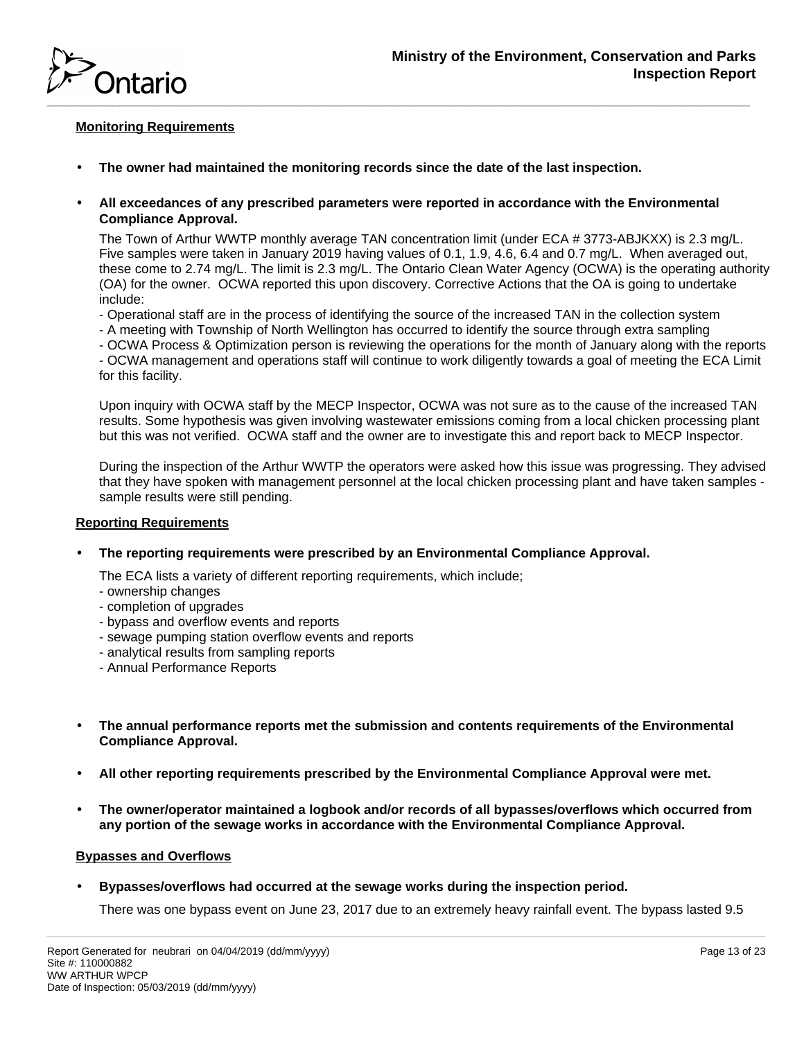**Monitoring Requirements**

- **The owner had maintained the monitoring records since the date of the last inspection.**

- **All exceedances of any prescribed parameters were reported in accordance with the Environmental Compliance Approval.**

  The Town of Arthur WWTP monthly average TAN concentration limit (under ECA # 3773-ABJKXX) is 2.3 mg/L. Five samples were taken in January 2019 having values of 0.1, 1.9, 4.6, 6.4 and 0.7 mg/L. When averaged out, these come to 2.74 mg/L. The limit is 2.3 mg/L. The Ontario Clean Water Agency (OCWA) is the operating authority (OA) for the owner. OCWA reported this upon discovery. Corrective Actions that the OA is going to undertake include:
  - Operational staff are in the process of identifying the source of the increased TAN in the collection system
  - A meeting with Township of North Wellington has occurred to identify the source through extra sampling
  - OCWA Process & Optimization person is reviewing the operations for the month of January along with the reports
  - OCWA management and operations staff will continue to work diligently towards a goal of meeting the ECA Limit for this facility.

  Upon inquiry with OCWA staff by the MECP Inspector, OCWA was not sure as to the cause of the increased TAN results. Some hypothesis was given involving wastewater emissions coming from a local chicken processing plant but this was not verified. OCWA staff and the owner are to investigate this and report back to MECP Inspector.

  During the inspection of the Arthur WWTP the operators were asked how this issue was progressing. They advised that they have spoken with management personnel at the local chicken processing plant and have taken samples - sample results were still pending.

**Reporting Requirements**

- **The reporting requirements were prescribed by an Environmental Compliance Approval.**

  The ECA lists a variety of different reporting requirements, which include;
  - ownership changes
  - completion of upgrades
  - bypass and overflow events and reports
  - sewage pumping station overflow events and reports
  - analytical results from sampling reports
  - Annual Performance Reports

- **The annual performance reports met the submission and contents requirements of the Environmental Compliance Approval.**

- **All other reporting requirements prescribed by the Environmental Compliance Approval were met.**

- **The owner/operator maintained a logbook and/or records of all bypasses/overflows which occurred from any portion of the sewage works in accordance with the Environmental Compliance Approval.**

**Bypasses and Overflows**

- **Bypasses/overflows had occurred at the sewage works during the inspection period.**

  There was one bypass event on June 23, 2017 due to an extremely heavy rainfall event. The bypass lasted 9.5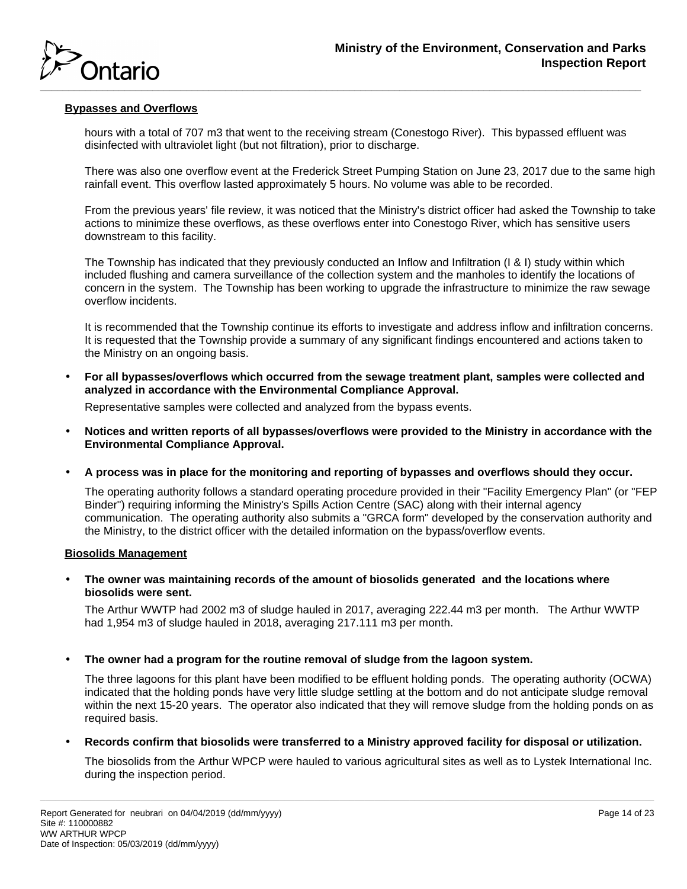**Bypasses and Overflows**

hours with a total of 707 m3 that went to the receiving stream (Conestogo River). This bypassed effluent was disinfected with ultraviolet light (but not filtration), prior to discharge.

There was also one overflow event at the Frederick Street Pumping Station on June 23, 2017 due to the same high rainfall event. This overflow lasted approximately 5 hours. No volume was able to be recorded.

From the previous years' file review, it was noticed that the Ministry's district officer had asked the Township to take actions to minimize these overflows, as these overflows enter into Conestogo River, which has sensitive users downstream to this facility.

The Township has indicated that they previously conducted an Inflow and Infiltration (I & I) study within which included flushing and camera surveillance of the collection system and the manholes to identify the locations of concern in the system. The Township has been working to upgrade the infrastructure to minimize the raw sewage overflow incidents.

It is recommended that the Township continue its efforts to investigate and address inflow and infiltration concerns. It is requested that the Township provide a summary of any significant findings encountered and actions taken to the Ministry on an ongoing basis.

- **For all bypasses/overflows which occurred from the sewage treatment plant, samples were collected and analyzed in accordance with the Environmental Compliance Approval.**

  Representative samples were collected and analyzed from the bypass events.

- **Notices and written reports of all bypasses/overflows were provided to the Ministry in accordance with the Environmental Compliance Approval.**

- **A process was in place for the monitoring and reporting of bypasses and overflows should they occur.**

  The operating authority follows a standard operating procedure provided in their "Facility Emergency Plan" (or "FEP Binder") requiring informing the Ministry's Spills Action Centre (SAC) along with their internal agency communication. The operating authority also submits a "GRCA form" developed by the conservation authority and the Ministry, to the district officer with the detailed information on the bypass/overflow events.

**Biosolids Management**

- **The owner was maintaining records of the amount of biosolids generated and the locations where biosolids were sent.**

  The Arthur WWTP had 2002 m3 of sludge hauled in 2017, averaging 222.44 m3 per month. The Arthur WWTP had 1,954 m3 of sludge hauled in 2018, averaging 217.111 m3 per month.

- **The owner had a program for the routine removal of sludge from the lagoon system.**

  The three lagoons for this plant have been modified to be effluent holding ponds. The operating authority (OCWA) indicated that the holding ponds have very little sludge settling at the bottom and do not anticipate sludge removal within the next 15-20 years. The operator also indicated that they will remove sludge from the holding ponds on as required basis.

- **Records confirm that biosolids were transferred to a Ministry approved facility for disposal or utilization.**

  The biosolids from the Arthur WPCP were hauled to various agricultural sites as well as to Lystek International Inc. during the inspection period.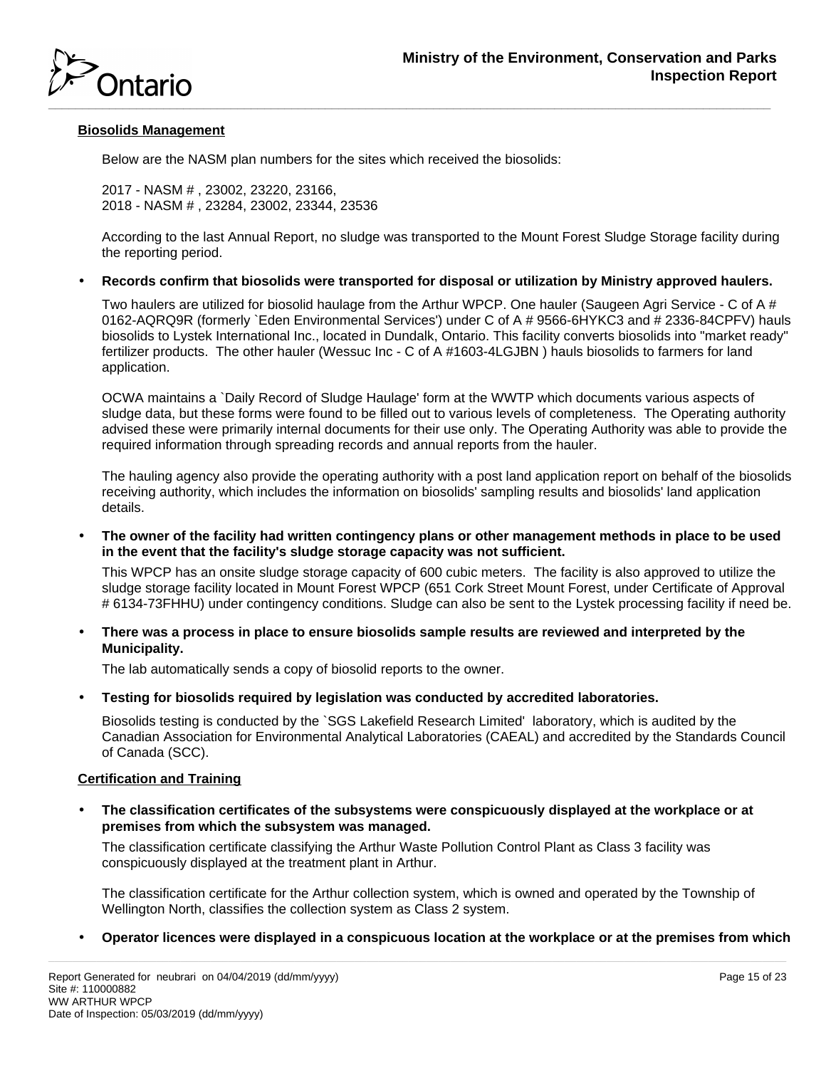**Biosolids Management**

Below are the NASM plan numbers for the sites which received the biosolids:

2017 - NASM # , 23002, 23220, 23166,
2018 - NASM # , 23284, 23002, 23344, 23536

According to the last Annual Report, no sludge was transported to the Mount Forest Sludge Storage facility during the reporting period.

- **Records confirm that biosolids were transported for disposal or utilization by Ministry approved haulers.**

  Two haulers are utilized for biosolid haulage from the Arthur WPCP. One hauler (Saugeen Agri Service - C of A # 0162-AQRQ9R (formerly `Eden Environmental Services') under C of A # 9566-6HYKC3 and # 2336-84CPFV) hauls biosolids to Lystek International Inc., located in Dundalk, Ontario. This facility converts biosolids into "market ready" fertilizer products. The other hauler (Wessuc Inc - C of A #1603-4LGJBN ) hauls biosolids to farmers for land application.

  OCWA maintains a `Daily Record of Sludge Haulage' form at the WWTP which documents various aspects of sludge data, but these forms were found to be filled out to various levels of completeness. The Operating authority advised these were primarily internal documents for their use only. The Operating Authority was able to provide the required information through spreading records and annual reports from the hauler.

  The hauling agency also provide the operating authority with a post land application report on behalf of the biosolids receiving authority, which includes the information on biosolids' sampling results and biosolids' land application details.

- **The owner of the facility had written contingency plans or other management methods in place to be used in the event that the facility's sludge storage capacity was not sufficient.**

  This WPCP has an onsite sludge storage capacity of 600 cubic meters. The facility is also approved to utilize the sludge storage facility located in Mount Forest WPCP (651 Cork Street Mount Forest, under Certificate of Approval # 6134-73FHHU) under contingency conditions. Sludge can also be sent to the Lystek processing facility if need be.

- **There was a process in place to ensure biosolids sample results are reviewed and interpreted by the Municipality.**

  The lab automatically sends a copy of biosolid reports to the owner.

- **Testing for biosolids required by legislation was conducted by accredited laboratories.**

  Biosolids testing is conducted by the `SGS Lakefield Research Limited' laboratory, which is audited by the Canadian Association for Environmental Analytical Laboratories (CAEAL) and accredited by the Standards Council of Canada (SCC).

**Certification and Training**

- **The classification certificates of the subsystems were conspicuously displayed at the workplace or at premises from which the subsystem was managed.**

  The classification certificate classifying the Arthur Waste Pollution Control Plant as Class 3 facility was conspicuously displayed at the treatment plant in Arthur.

  The classification certificate for the Arthur collection system, which is owned and operated by the Township of Wellington North, classifies the collection system as Class 2 system.

- **Operator licences were displayed in a conspicuous location at the workplace or at the premises from which**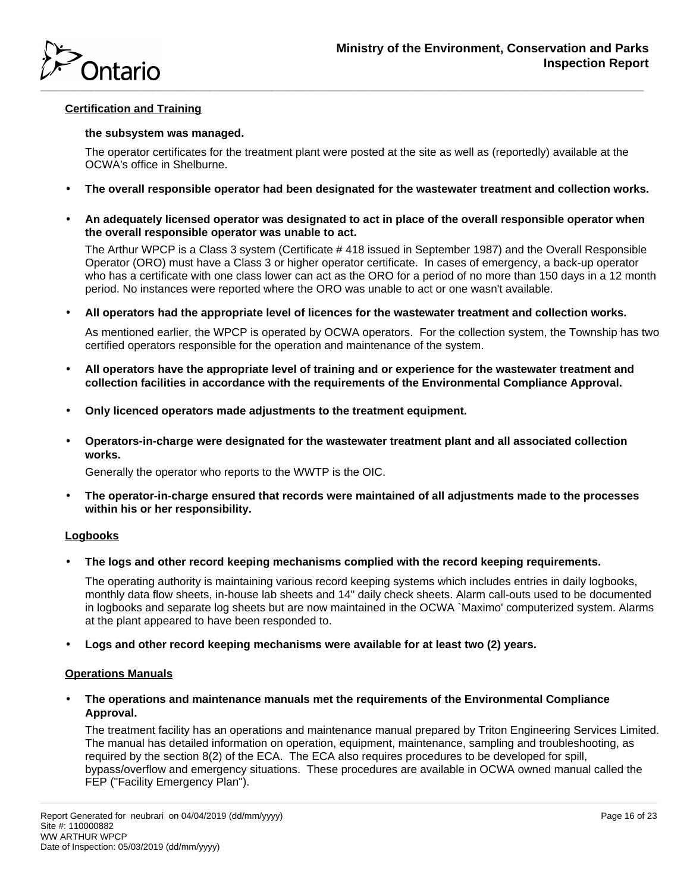## Certification and Training

**the subsystem was managed.**

The operator certificates for the treatment plant were posted at the site as well as (reportedly) available at the OCWA's office in Shelburne.

- **The overall responsible operator had been designated for the wastewater treatment and collection works.**

- **An adequately licensed operator was designated to act in place of the overall responsible operator when the overall responsible operator was unable to act.**

  The Arthur WPCP is a Class 3 system (Certificate # 418 issued in September 1987) and the Overall Responsible Operator (ORO) must have a Class 3 or higher operator certificate. In cases of emergency, a back-up operator who has a certificate with one class lower can act as the ORO for a period of no more than 150 days in a 12 month period. No instances were reported where the ORO was unable to act or one wasn't available.

- **All operators had the appropriate level of licences for the wastewater treatment and collection works.**

  As mentioned earlier, the WPCP is operated by OCWA operators. For the collection system, the Township has two certified operators responsible for the operation and maintenance of the system.

- **All operators have the appropriate level of training and or experience for the wastewater treatment and collection facilities in accordance with the requirements of the Environmental Compliance Approval.**

- **Only licenced operators made adjustments to the treatment equipment.**

- **Operators-in-charge were designated for the wastewater treatment plant and all associated collection works.**

  Generally the operator who reports to the WWTP is the OIC.

- **The operator-in-charge ensured that records were maintained of all adjustments made to the processes within his or her responsibility.**

## Logbooks

- **The logs and other record keeping mechanisms complied with the record keeping requirements.**

  The operating authority is maintaining various record keeping systems which includes entries in daily logbooks, monthly data flow sheets, in-house lab sheets and 14" daily check sheets. Alarm call-outs used to be documented in logbooks and separate log sheets but are now maintained in the OCWA `Maximo' computerized system. Alarms at the plant appeared to have been responded to.

- **Logs and other record keeping mechanisms were available for at least two (2) years.**

## Operations Manuals

- **The operations and maintenance manuals met the requirements of the Environmental Compliance Approval.**

  The treatment facility has an operations and maintenance manual prepared by Triton Engineering Services Limited. The manual has detailed information on operation, equipment, maintenance, sampling and troubleshooting, as required by the section 8(2) of the ECA. The ECA also requires procedures to be developed for spill, bypass/overflow and emergency situations. These procedures are available in OCWA owned manual called the FEP ("Facility Emergency Plan").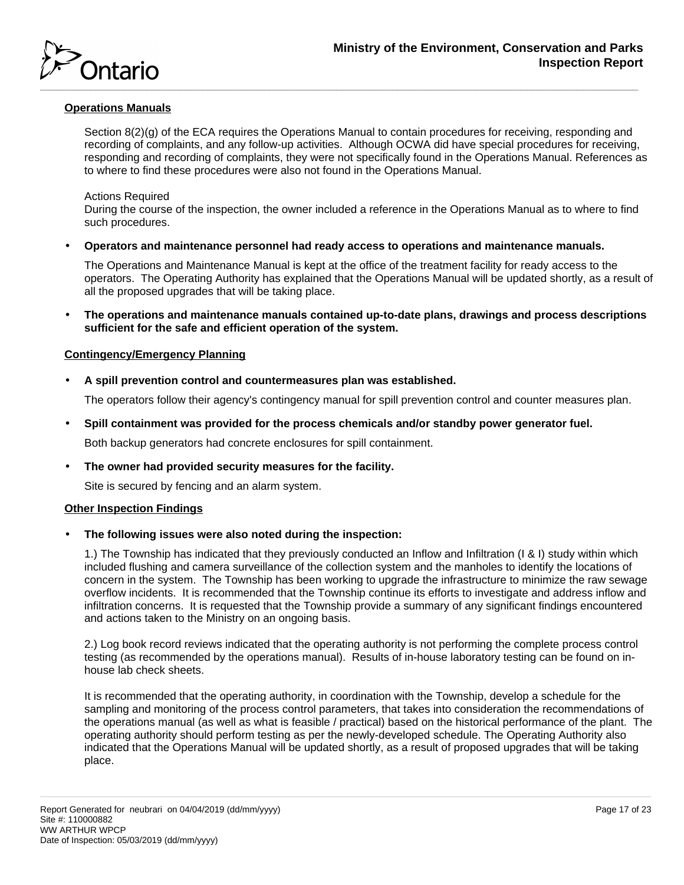**Operations Manuals**

Section 8(2)(g) of the ECA requires the Operations Manual to contain procedures for receiving, responding and recording of complaints, and any follow-up activities. Although OCWA did have special procedures for receiving, responding and recording of complaints, they were not specifically found in the Operations Manual. References as to where to find these procedures were also not found in the Operations Manual.

Actions Required
During the course of the inspection, the owner included a reference in the Operations Manual as to where to find such procedures.

- **Operators and maintenance personnel had ready access to operations and maintenance manuals.**

  The Operations and Maintenance Manual is kept at the office of the treatment facility for ready access to the operators. The Operating Authority has explained that the Operations Manual will be updated shortly, as a result of all the proposed upgrades that will be taking place.

- **The operations and maintenance manuals contained up-to-date plans, drawings and process descriptions sufficient for the safe and efficient operation of the system.**

**Contingency/Emergency Planning**

- **A spill prevention control and countermeasures plan was established.**

  The operators follow their agency's contingency manual for spill prevention control and counter measures plan.

- **Spill containment was provided for the process chemicals and/or standby power generator fuel.**

  Both backup generators had concrete enclosures for spill containment.

- **The owner had provided security measures for the facility.**

  Site is secured by fencing and an alarm system.

**Other Inspection Findings**

- **The following issues were also noted during the inspection:**

  1.) The Township has indicated that they previously conducted an Inflow and Infiltration (I & I) study within which included flushing and camera surveillance of the collection system and the manholes to identify the locations of concern in the system. The Township has been working to upgrade the infrastructure to minimize the raw sewage overflow incidents. It is recommended that the Township continue its efforts to investigate and address inflow and infiltration concerns. It is requested that the Township provide a summary of any significant findings encountered and actions taken to the Ministry on an ongoing basis.

  2.) Log book record reviews indicated that the operating authority is not performing the complete process control testing (as recommended by the operations manual). Results of in-house laboratory testing can be found on in-house lab check sheets.

  It is recommended that the operating authority, in coordination with the Township, develop a schedule for the sampling and monitoring of the process control parameters, that takes into consideration the recommendations of the operations manual (as well as what is feasible / practical) based on the historical performance of the plant. The operating authority should perform testing as per the newly-developed schedule. The Operating Authority also indicated that the Operations Manual will be updated shortly, as a result of proposed upgrades that will be taking place.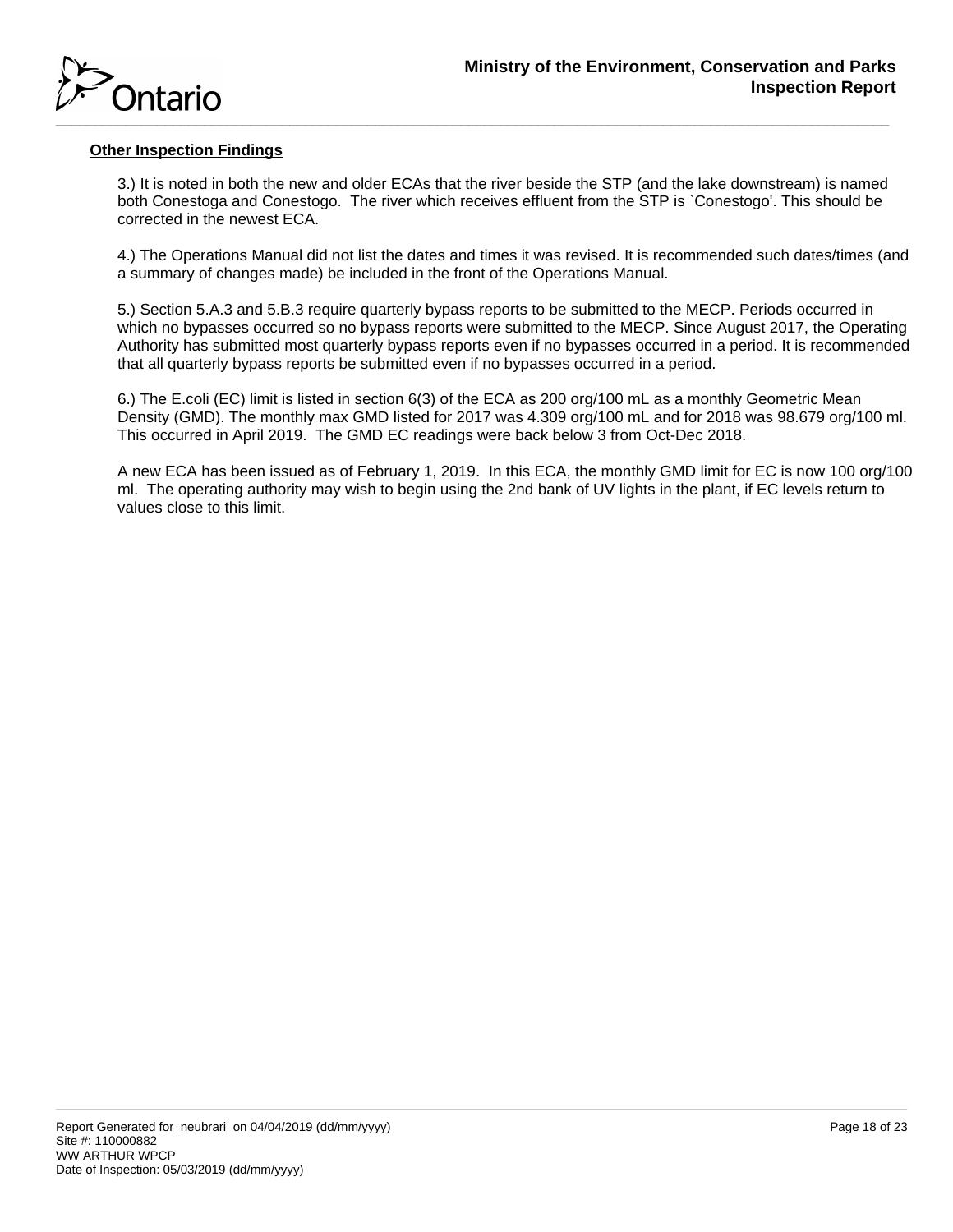**Other Inspection Findings**

3.) It is noted in both the new and older ECAs that the river beside the STP (and the lake downstream) is named both Conestoga and Conestogo. The river which receives effluent from the STP is `Conestogo'. This should be corrected in the newest ECA.

4.) The Operations Manual did not list the dates and times it was revised. It is recommended such dates/times (and a summary of changes made) be included in the front of the Operations Manual.

5.) Section 5.A.3 and 5.B.3 require quarterly bypass reports to be submitted to the MECP. Periods occurred in which no bypasses occurred so no bypass reports were submitted to the MECP. Since August 2017, the Operating Authority has submitted most quarterly bypass reports even if no bypasses occurred in a period. It is recommended that all quarterly bypass reports be submitted even if no bypasses occurred in a period.

6.) The E.coli (EC) limit is listed in section 6(3) of the ECA as 200 org/100 mL as a monthly Geometric Mean Density (GMD). The monthly max GMD listed for 2017 was 4.309 org/100 mL and for 2018 was 98.679 org/100 ml. This occurred in April 2019. The GMD EC readings were back below 3 from Oct-Dec 2018.

A new ECA has been issued as of February 1, 2019. In this ECA, the monthly GMD limit for EC is now 100 org/100 ml. The operating authority may wish to begin using the 2nd bank of UV lights in the plant, if EC levels return to values close to this limit.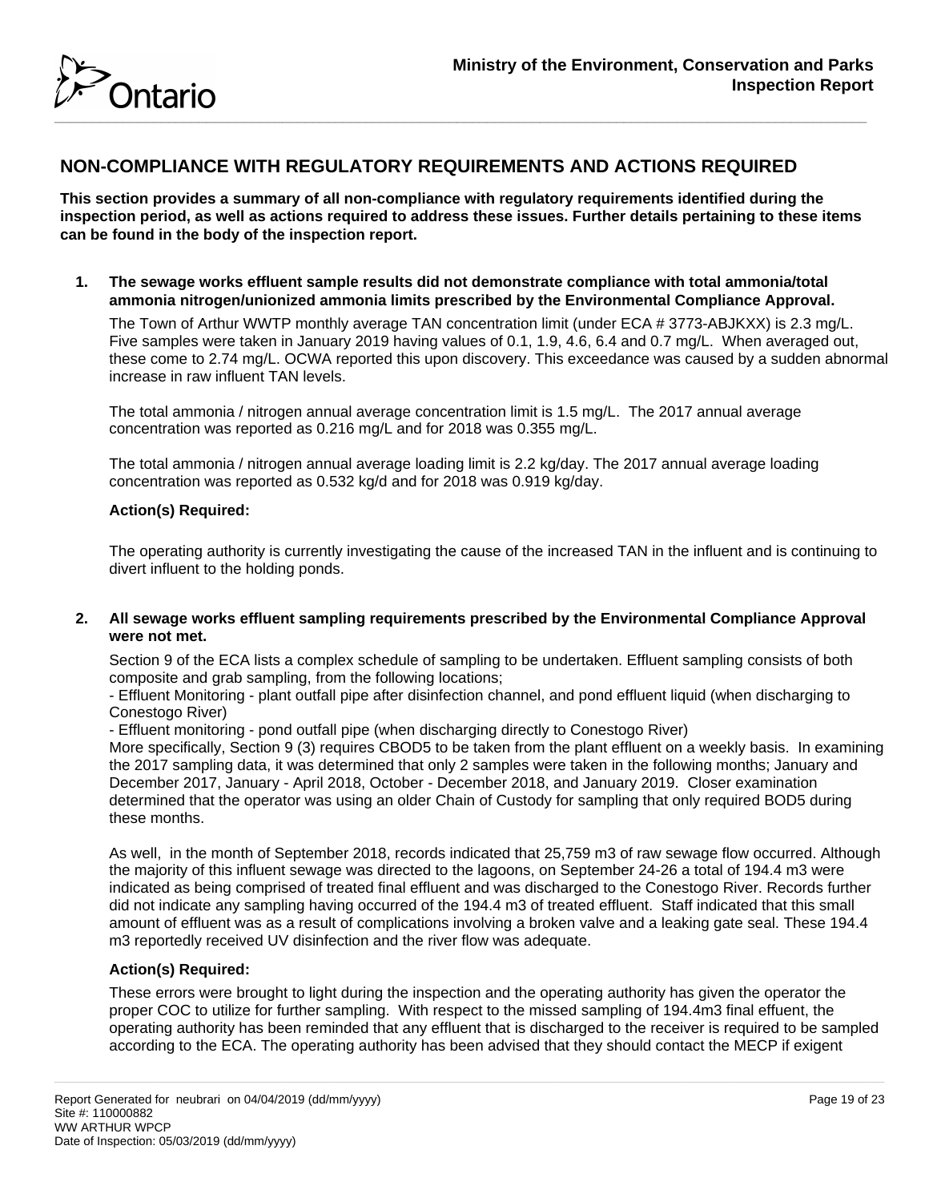## NON-COMPLIANCE WITH REGULATORY REQUIREMENTS AND ACTIONS REQUIRED

**This section provides a summary of all non-compliance with regulatory requirements identified during the inspection period, as well as actions required to address these issues. Further details pertaining to these items can be found in the body of the inspection report.**

1. **The sewage works effluent sample results did not demonstrate compliance with total ammonia/total ammonia nitrogen/unionized ammonia limits prescribed by the Environmental Compliance Approval.**

   The Town of Arthur WWTP monthly average TAN concentration limit (under ECA # 3773-ABJKXX) is 2.3 mg/L. Five samples were taken in January 2019 having values of 0.1, 1.9, 4.6, 6.4 and 0.7 mg/L. When averaged out, these come to 2.74 mg/L. OCWA reported this upon discovery. This exceedance was caused by a sudden abnormal increase in raw influent TAN levels.

   The total ammonia / nitrogen annual average concentration limit is 1.5 mg/L. The 2017 annual average concentration was reported as 0.216 mg/L and for 2018 was 0.355 mg/L.

   The total ammonia / nitrogen annual average loading limit is 2.2 kg/day. The 2017 annual average loading concentration was reported as 0.532 kg/d and for 2018 was 0.919 kg/day.

   **Action(s) Required:**

   The operating authority is currently investigating the cause of the increased TAN in the influent and is continuing to divert influent to the holding ponds.

2. **All sewage works effluent sampling requirements prescribed by the Environmental Compliance Approval were not met.**

   Section 9 of the ECA lists a complex schedule of sampling to be undertaken. Effluent sampling consists of both composite and grab sampling, from the following locations;
   - Effluent Monitoring - plant outfall pipe after disinfection channel, and pond effluent liquid (when discharging to Conestogo River)
   - Effluent monitoring - pond outfall pipe (when discharging directly to Conestogo River)
   
   More specifically, Section 9 (3) requires CBOD5 to be taken from the plant effluent on a weekly basis. In examining the 2017 sampling data, it was determined that only 2 samples were taken in the following months; January and December 2017, January - April 2018, October - December 2018, and January 2019. Closer examination determined that the operator was using an older Chain of Custody for sampling that only required BOD5 during these months.

   As well, in the month of September 2018, records indicated that 25,759 m3 of raw sewage flow occurred. Although the majority of this influent sewage was directed to the lagoons, on September 24-26 a total of 194.4 m3 were indicated as being comprised of treated final effluent and was discharged to the Conestogo River. Records further did not indicate any sampling having occurred of the 194.4 m3 of treated effluent. Staff indicated that this small amount of effluent was as a result of complications involving a broken valve and a leaking gate seal. These 194.4 m3 reportedly received UV disinfection and the river flow was adequate.

   **Action(s) Required:**

   These errors were brought to light during the inspection and the operating authority has given the operator the proper COC to utilize for further sampling. With respect to the missed sampling of 194.4m3 final effuent, the operating authority has been reminded that any effluent that is discharged to the receiver is required to be sampled according to the ECA. The operating authority has been advised that they should contact the MECP if exigent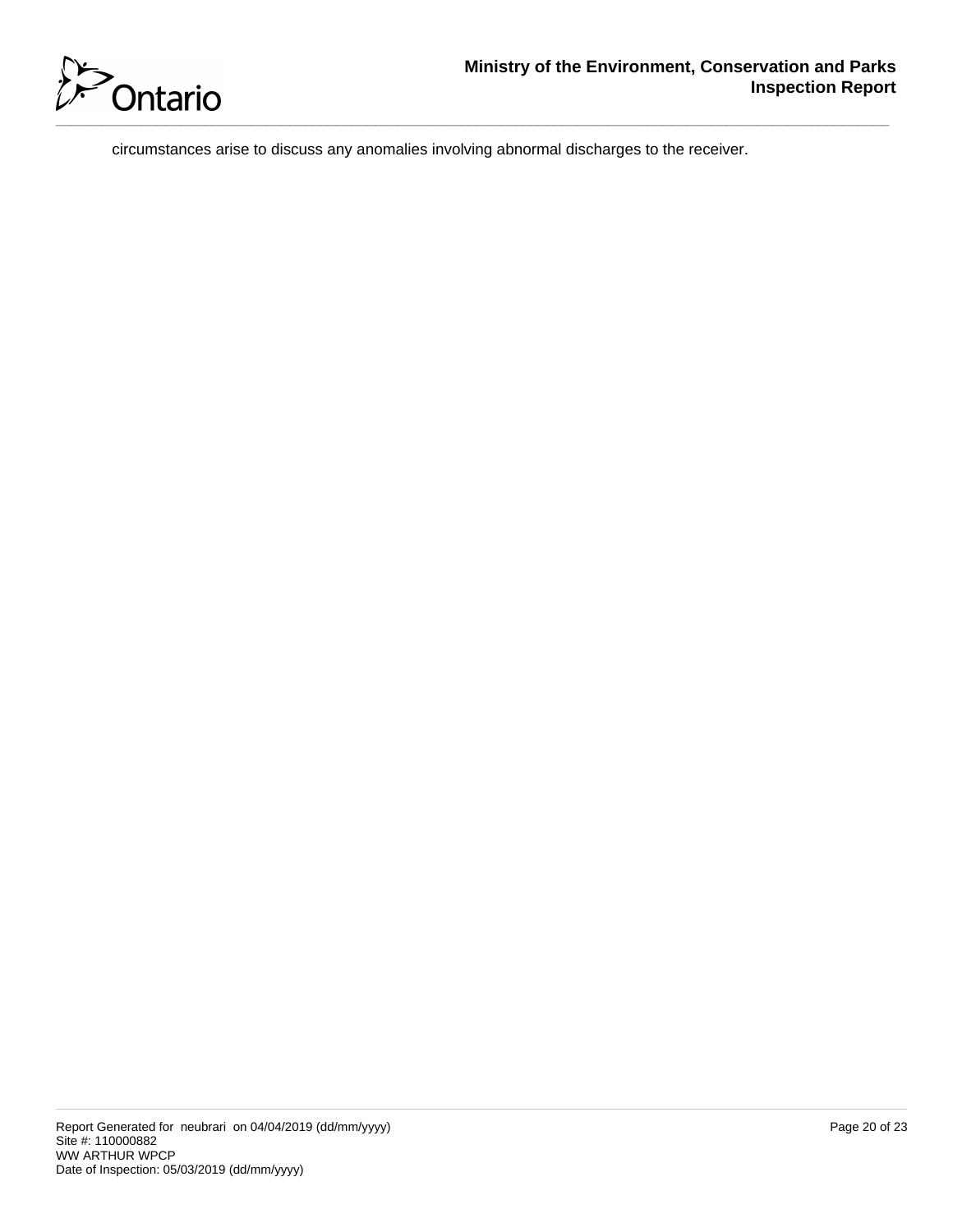circumstances arise to discuss any anomalies involving abnormal discharges to the receiver.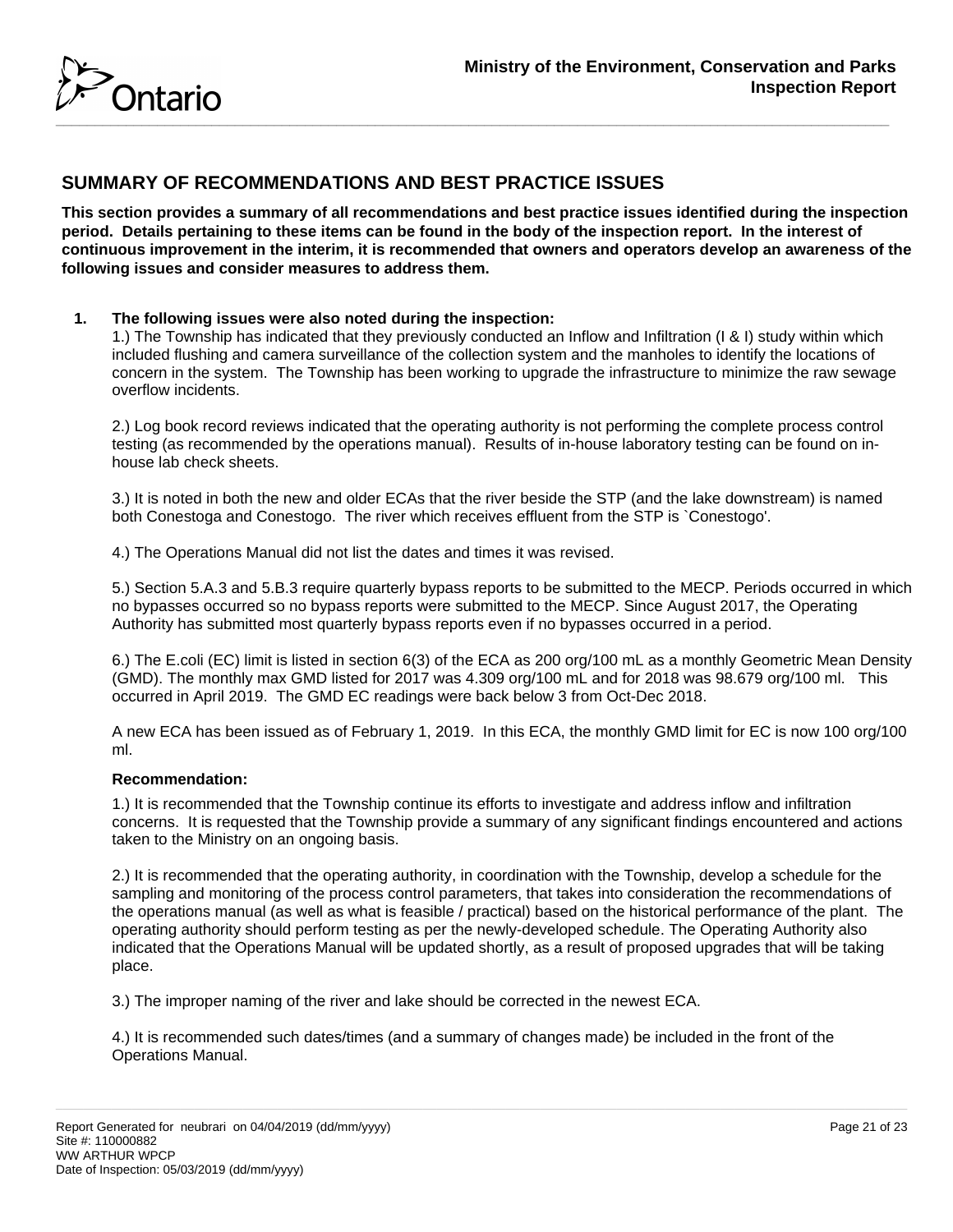## SUMMARY OF RECOMMENDATIONS AND BEST PRACTICE ISSUES

**This section provides a summary of all recommendations and best practice issues identified during the inspection period. Details pertaining to these items can be found in the body of the inspection report. In the interest of continuous improvement in the interim, it is recommended that owners and operators develop an awareness of the following issues and consider measures to address them.**

**1. The following issues were also noted during the inspection:**

1.) The Township has indicated that they previously conducted an Inflow and Infiltration (I & I) study within which included flushing and camera surveillance of the collection system and the manholes to identify the locations of concern in the system. The Township has been working to upgrade the infrastructure to minimize the raw sewage overflow incidents.

2.) Log book record reviews indicated that the operating authority is not performing the complete process control testing (as recommended by the operations manual). Results of in-house laboratory testing can be found on in-house lab check sheets.

3.) It is noted in both the new and older ECAs that the river beside the STP (and the lake downstream) is named both Conestoga and Conestogo. The river which receives effluent from the STP is `Conestogo'.

4.) The Operations Manual did not list the dates and times it was revised.

5.) Section 5.A.3 and 5.B.3 require quarterly bypass reports to be submitted to the MECP. Periods occurred in which no bypasses occurred so no bypass reports were submitted to the MECP. Since August 2017, the Operating Authority has submitted most quarterly bypass reports even if no bypasses occurred in a period.

6.) The E.coli (EC) limit is listed in section 6(3) of the ECA as 200 org/100 mL as a monthly Geometric Mean Density (GMD). The monthly max GMD listed for 2017 was 4.309 org/100 mL and for 2018 was 98.679 org/100 ml. This occurred in April 2019. The GMD EC readings were back below 3 from Oct-Dec 2018.

A new ECA has been issued as of February 1, 2019. In this ECA, the monthly GMD limit for EC is now 100 org/100 ml.

**Recommendation:**

1.) It is recommended that the Township continue its efforts to investigate and address inflow and infiltration concerns. It is requested that the Township provide a summary of any significant findings encountered and actions taken to the Ministry on an ongoing basis.

2.) It is recommended that the operating authority, in coordination with the Township, develop a schedule for the sampling and monitoring of the process control parameters, that takes into consideration the recommendations of the operations manual (as well as what is feasible / practical) based on the historical performance of the plant. The operating authority should perform testing as per the newly-developed schedule. The Operating Authority also indicated that the Operations Manual will be updated shortly, as a result of proposed upgrades that will be taking place.

3.) The improper naming of the river and lake should be corrected in the newest ECA.

4.) It is recommended such dates/times (and a summary of changes made) be included in the front of the Operations Manual.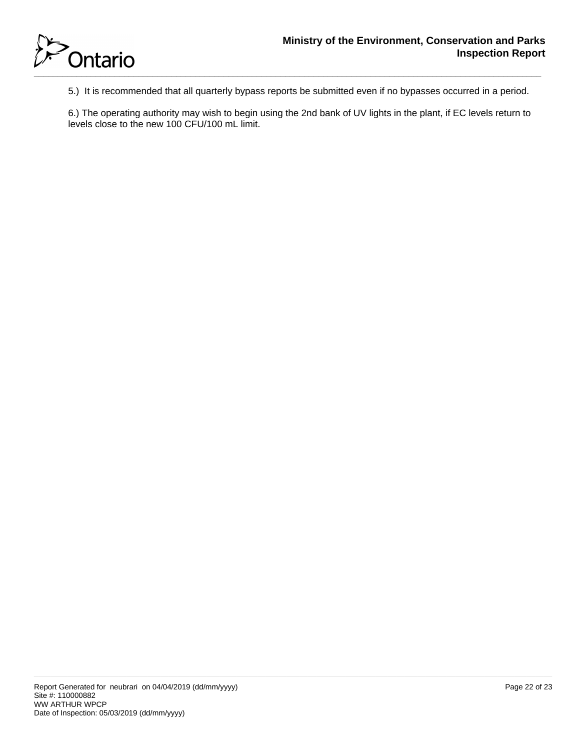5.) It is recommended that all quarterly bypass reports be submitted even if no bypasses occurred in a period.

6.) The operating authority may wish to begin using the 2nd bank of UV lights in the plant, if EC levels return to levels close to the new 100 CFU/100 mL limit.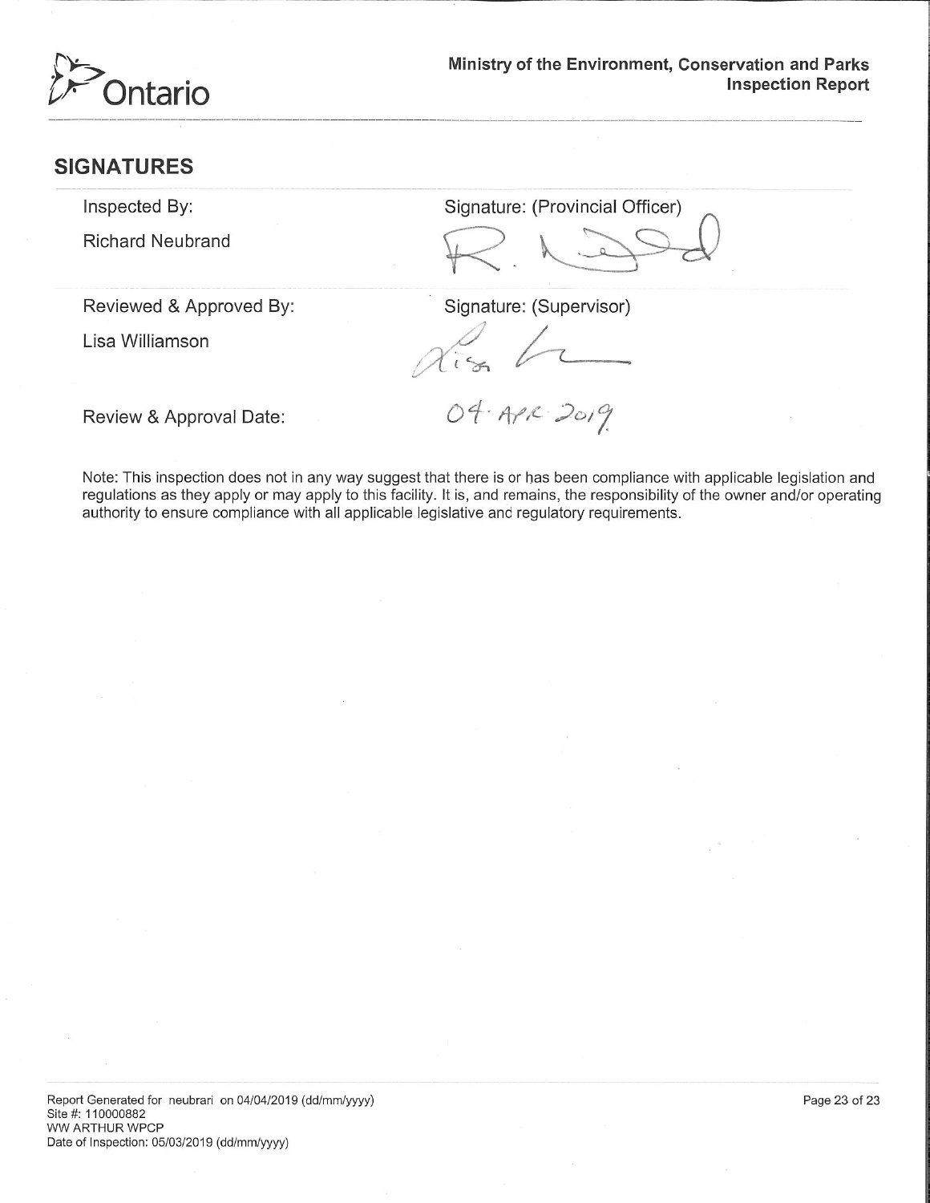## SIGNATURES

| | |
|---|---|
| Inspected By: | Signature: (Provincial Officer) |
| Richard Neubrand | |
| Reviewed & Approved By: | Signature: (Supervisor) |
| Lisa Williamson | |
| Review & Approval Date: | 04 APR 2019 |

Note: This inspection does not in any way suggest that there is or has been compliance with applicable legislation and regulations as they apply or may apply to this facility. It is, and remains, the responsibility of the owner and/or operating authority to ensure compliance with all applicable legislative and regulatory requirements.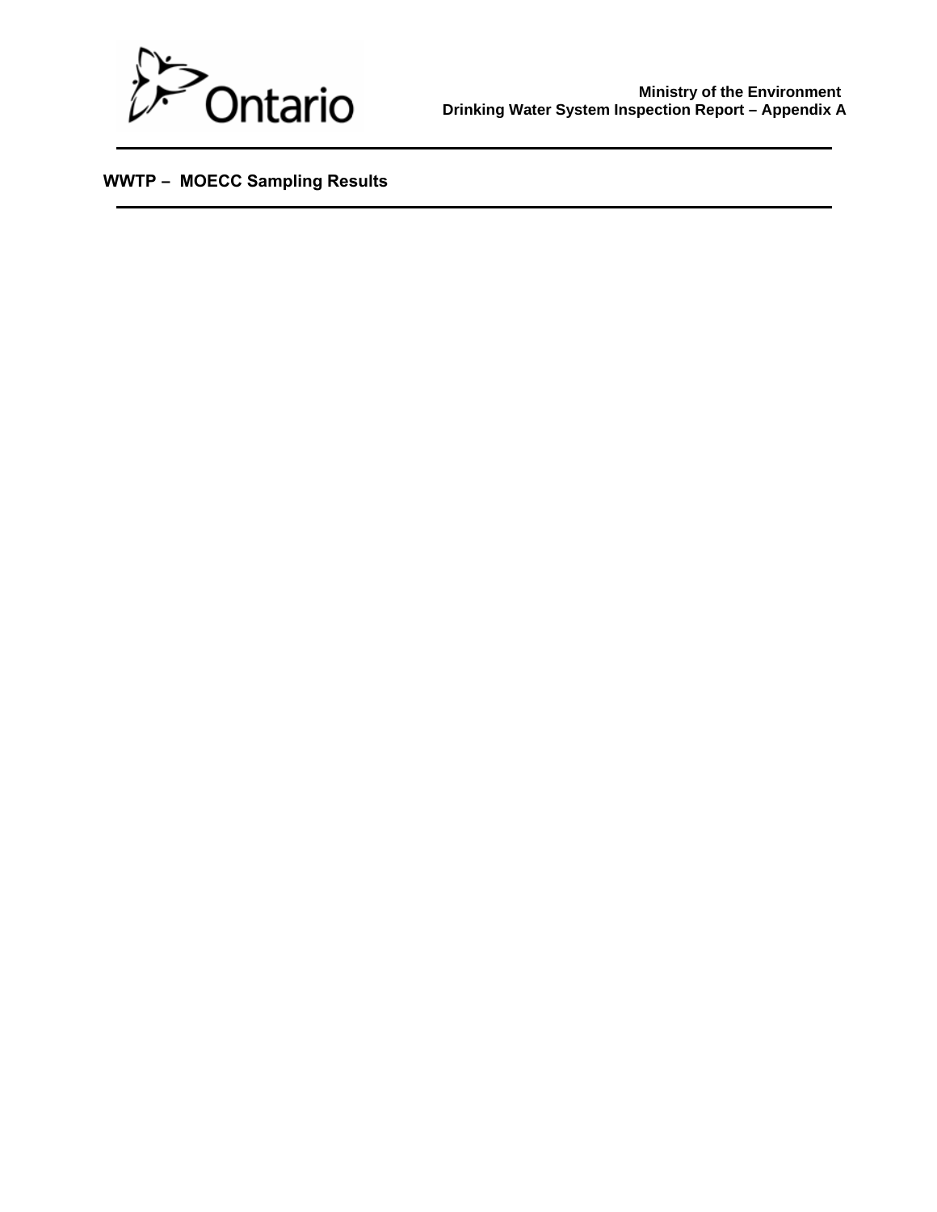## WWTP – MOECC Sampling Results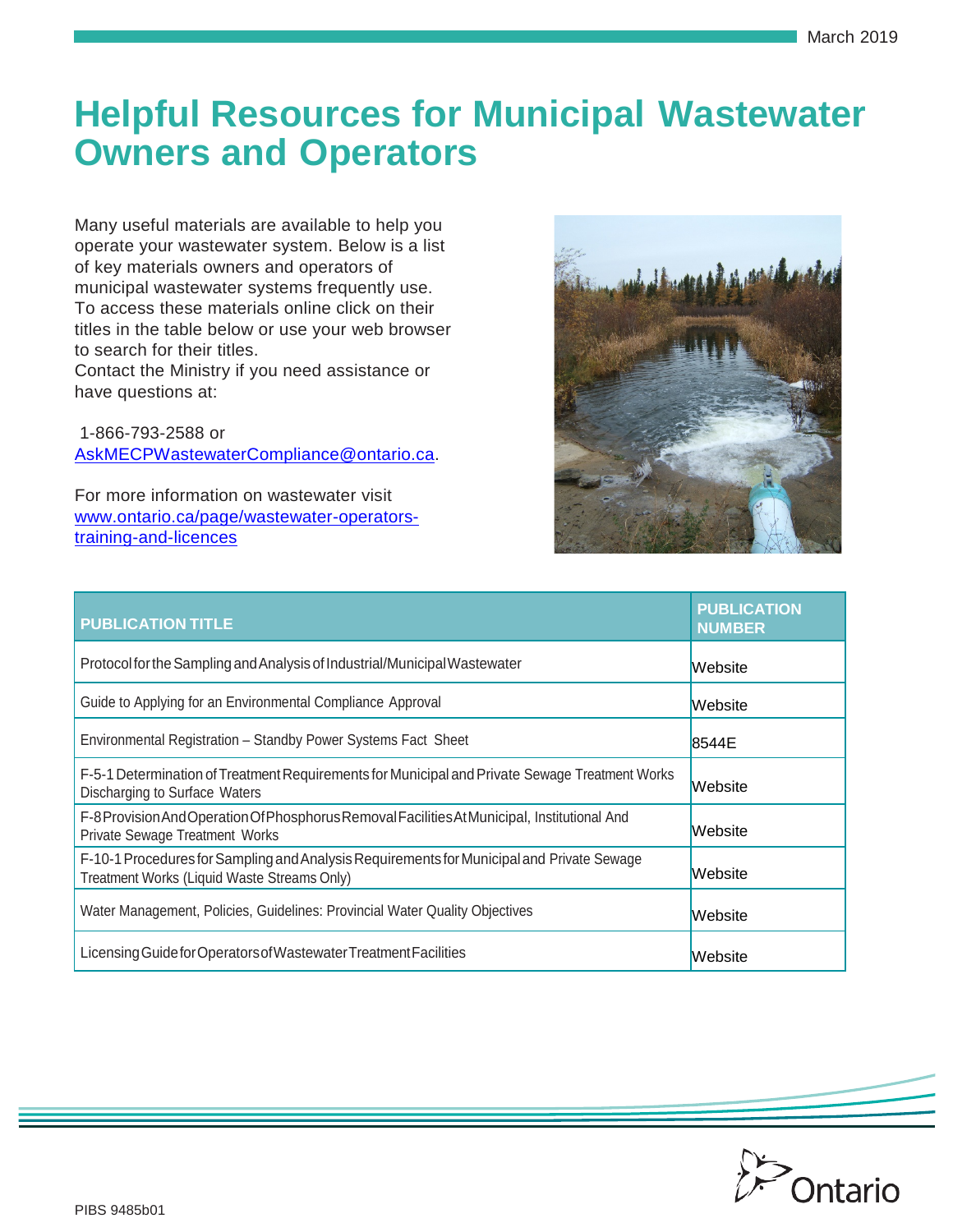March 2019

# Helpful Resources for Municipal Wastewater Owners and Operators

Many useful materials are available to help you operate your wastewater system. Below is a list of key materials owners and operators of municipal wastewater systems frequently use. To access these materials online click on their titles in the table below or use your web browser to search for their titles.
Contact the Ministry if you need assistance or have questions at:

1-866-793-2588 or
AskMECPWastewaterCompliance@ontario.ca.

For more information on wastewater visit
www.ontario.ca/page/wastewater-operators-training-and-licences

| PUBLICATION TITLE | PUBLICATION NUMBER |
|---|---|
| Protocol for the Sampling and Analysis of Industrial/Municipal Wastewater | Website |
| Guide to Applying for an Environmental Compliance Approval | Website |
| Environmental Registration – Standby Power Systems Fact Sheet | 8544E |
| F-5-1 Determination of Treatment Requirements for Municipal and Private Sewage Treatment Works Discharging to Surface Waters | Website |
| F-8 Provision And Operation Of Phosphorus Removal Facilities At Municipal, Institutional And Private Sewage Treatment Works | Website |
| F-10-1 Procedures for Sampling and Analysis Requirements for Municipal and Private Sewage Treatment Works (Liquid Waste Streams Only) | Website |
| Water Management, Policies, Guidelines: Provincial Water Quality Objectives | Website |
| Licensing Guide for Operators of Wastewater Treatment Facilities | Website |

PIBS 9485b01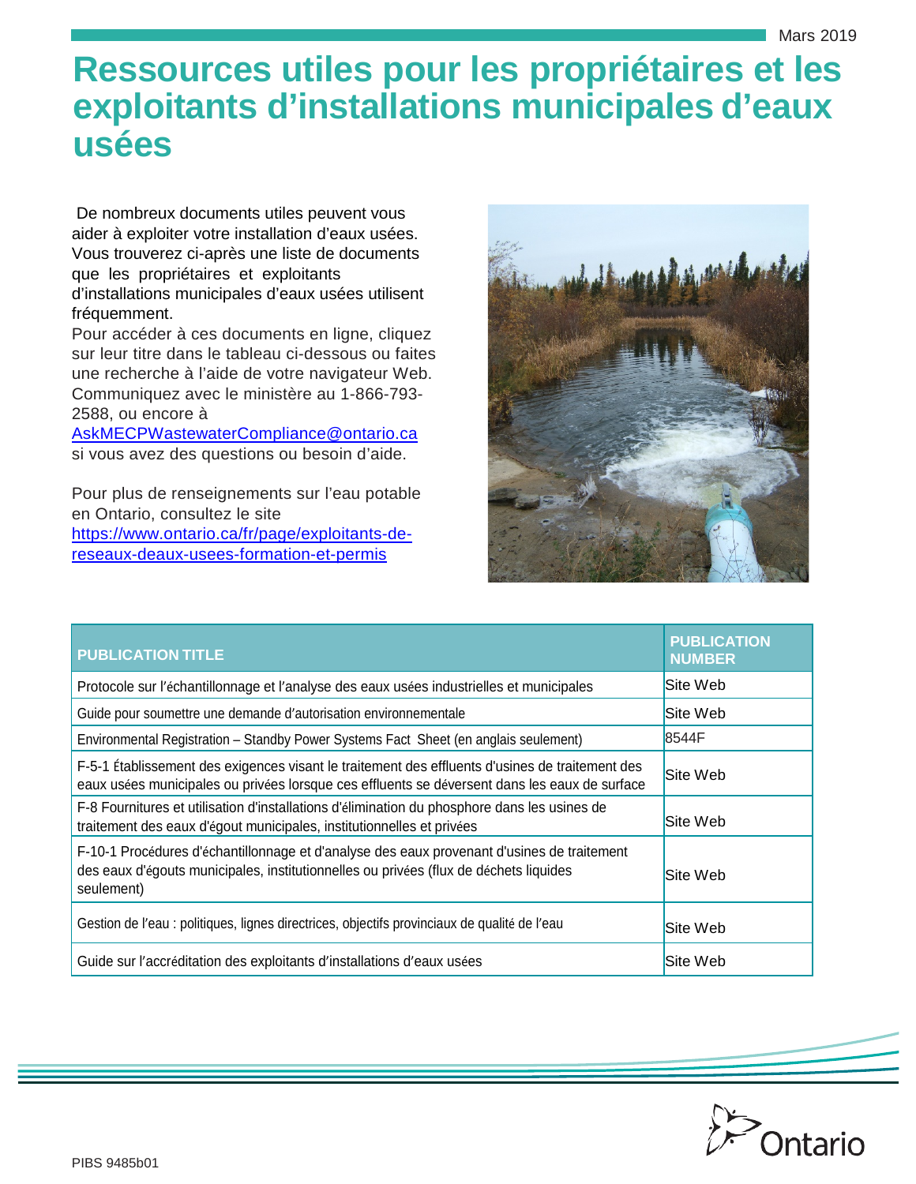Mars 2019

# Ressources utiles pour les propriétaires et les exploitants d’installations municipales d’eaux usées

De nombreux documents utiles peuvent vous aider à exploiter votre installation d’eaux usées. Vous trouverez ci-après une liste de documents que les propriétaires et exploitants d’installations municipales d’eaux usées utilisent fréquemment.

Pour accéder à ces documents en ligne, cliquez sur leur titre dans le tableau ci-dessous ou faites une recherche à l’aide de votre navigateur Web. Communiquez avec le ministère au 1-866-793-2588, ou encore à AskMECPWastewaterCompliance@ontario.ca si vous avez des questions ou besoin d’aide.

Pour plus de renseignements sur l’eau potable en Ontario, consultez le site https://www.ontario.ca/fr/page/exploitants-de-reseaux-deaux-usees-formation-et-permis

| PUBLICATION TITLE | PUBLICATION NUMBER |
|---|---|
| Protocole sur l’échantillonnage et l’analyse des eaux usées industrielles et municipales | Site Web |
| Guide pour soumettre une demande d’autorisation environnementale | Site Web |
| Environmental Registration – Standby Power Systems Fact Sheet (en anglais seulement) | 8544F |
| F-5-1 Établissement des exigences visant le traitement des effluents d'usines de traitement des eaux usées municipales ou privées lorsque ces effluents se déversent dans les eaux de surface | Site Web |
| F-8 Fournitures et utilisation d'installations d'élimination du phosphore dans les usines de traitement des eaux d'égout municipales, institutionnelles et privées | Site Web |
| F-10-1 Procédures d'échantillonnage et d'analyse des eaux provenant d'usines de traitement des eaux d'égouts municipales, institutionnelles ou privées (flux de déchets liquides seulement) | Site Web |
| Gestion de l’eau : politiques, lignes directrices, objectifs provinciaux de qualité de l’eau | Site Web |
| Guide sur l’accréditation des exploitants d’installations d’eaux usées | Site Web |

Ontario

PIBS 9485b01